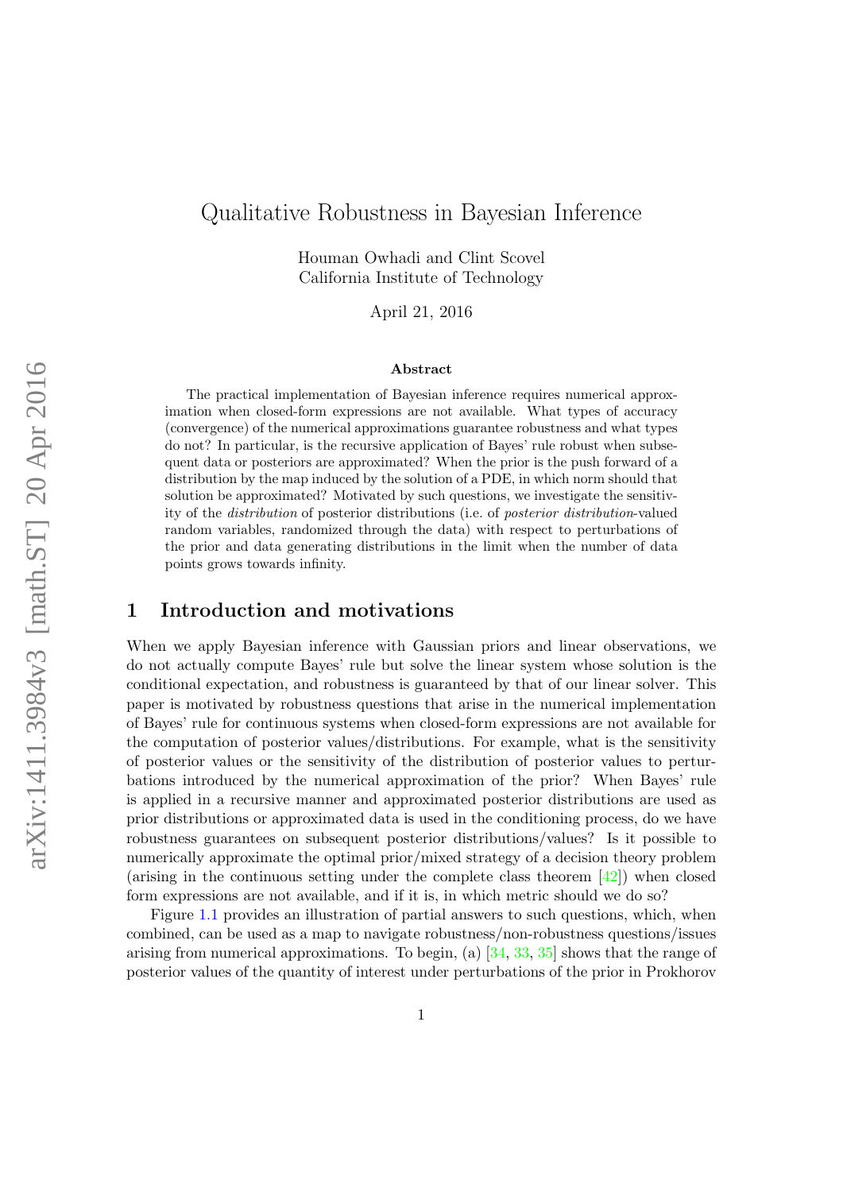# Qualitative Robustness in Bayesian Inference

Houman Owhadi and Clint Scovel
California Institute of Technology

April 21, 2016

### Abstract

The practical implementation of Bayesian inference requires numerical approximation when closed-form expressions are not available. What types of accuracy (convergence) of the numerical approximations guarantee robustness and what types do not? In particular, is the recursive application of Bayes' rule robust when subsequent data or posteriors are approximated? When the prior is the push forward of a distribution by the map induced by the solution of a PDE, in which norm should that solution be approximated? Motivated by such questions, we investigate the sensitivity of the *distribution* of posterior distributions (i.e. of *posterior distribution*-valued random variables, randomized through the data) with respect to perturbations of the prior and data generating distributions in the limit when the number of data points grows towards infinity.

## 1 Introduction and motivations

When we apply Bayesian inference with Gaussian priors and linear observations, we do not actually compute Bayes' rule but solve the linear system whose solution is the conditional expectation, and robustness is guaranteed by that of our linear solver. This paper is motivated by robustness questions that arise in the numerical implementation of Bayes' rule for continuous systems when closed-form expressions are not available for the computation of posterior values/distributions. For example, what is the sensitivity of posterior values or the sensitivity of the distribution of posterior values to perturbations introduced by the numerical approximation of the prior? When Bayes' rule is applied in a recursive manner and approximated posterior distributions are used as prior distributions or approximated data is used in the conditioning process, do we have robustness guarantees on subsequent posterior distributions/values? Is it possible to numerically approximate the optimal prior/mixed strategy of a decision theory problem (arising in the continuous setting under the complete class theorem [42]) when closed form expressions are not available, and if it is, in which metric should we do so?

Figure 1.1 provides an illustration of partial answers to such questions, which, when combined, can be used as a map to navigate robustness/non-robustness questions/issues arising from numerical approximations. To begin, (a) [34, 33, 35] shows that the range of posterior values of the quantity of interest under perturbations of the prior in Prokhorov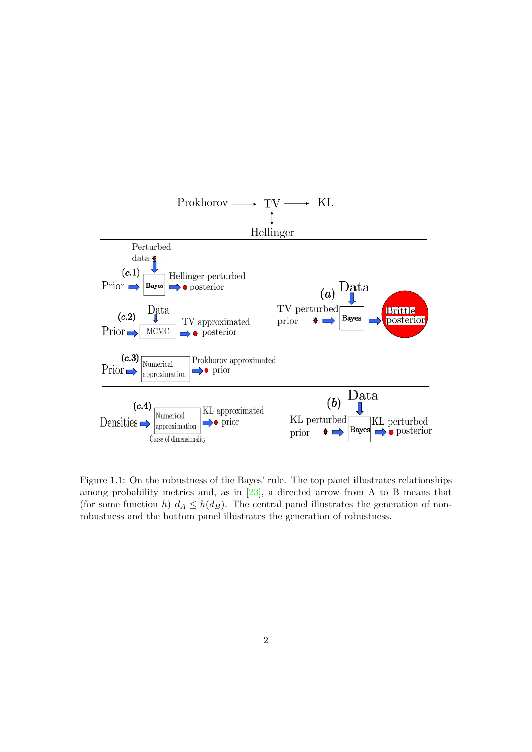Figure 1.1: On the robustness of the Bayes' rule. The top panel illustrates relationships among probability metrics and, as in [23], a directed arrow from A to B means that (for some function $h$) $d_A \leq h(d_B)$. The central panel illustrates the generation of non-robustness and the bottom panel illustrates the generation of robustness.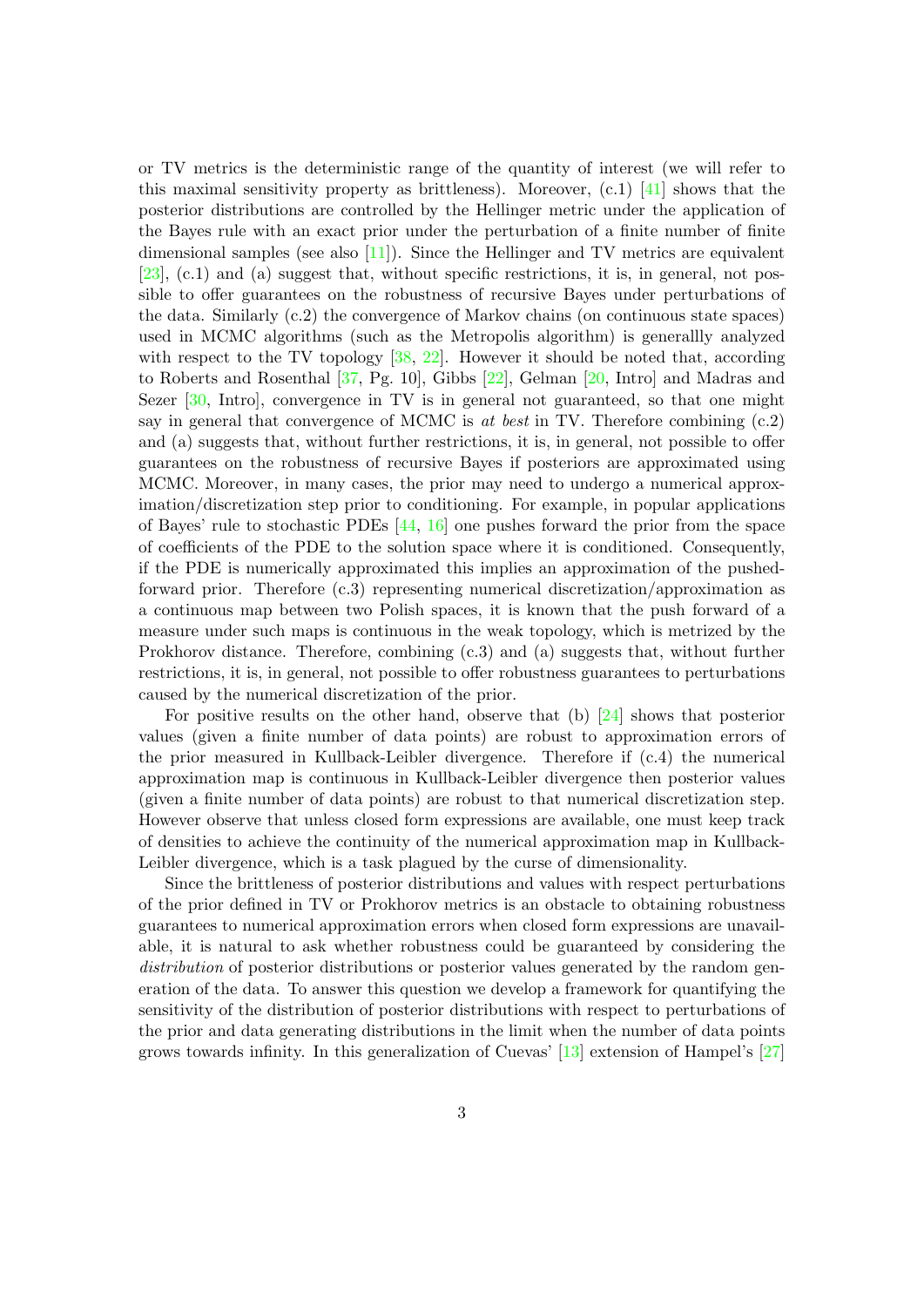or TV metrics is the deterministic range of the quantity of interest (we will refer to this maximal sensitivity property as brittleness). Moreover, (c.1) [41] shows that the posterior distributions are controlled by the Hellinger metric under the application of the Bayes rule with an exact prior under the perturbation of a finite number of finite dimensional samples (see also [11]). Since the Hellinger and TV metrics are equivalent [23], (c.1) and (a) suggest that, without specific restrictions, it is, in general, not possible to offer guarantees on the robustness of recursive Bayes under perturbations of the data. Similarly (c.2) the convergence of Markov chains (on continuous state spaces) used in MCMC algorithms (such as the Metropolis algorithm) is generallly analyzed with respect to the TV topology [38, 22]. However it should be noted that, according to Roberts and Rosenthal [37, Pg. 10], Gibbs [22], Gelman [20, Intro] and Madras and Sezer [30, Intro], convergence in TV is in general not guaranteed, so that one might say in general that convergence of MCMC is *at best* in TV. Therefore combining (c.2) and (a) suggests that, without further restrictions, it is, in general, not possible to offer guarantees on the robustness of recursive Bayes if posteriors are approximated using MCMC. Moreover, in many cases, the prior may need to undergo a numerical approximation/discretization step prior to conditioning. For example, in popular applications of Bayes' rule to stochastic PDEs [44, 16] one pushes forward the prior from the space of coefficients of the PDE to the solution space where it is conditioned. Consequently, if the PDE is numerically approximated this implies an approximation of the pushed-forward prior. Therefore (c.3) representing numerical discretization/approximation as a continuous map between two Polish spaces, it is known that the push forward of a measure under such maps is continuous in the weak topology, which is metrized by the Prokhorov distance. Therefore, combining (c.3) and (a) suggests that, without further restrictions, it is, in general, not possible to offer robustness guarantees to perturbations caused by the numerical discretization of the prior.

For positive results on the other hand, observe that (b) [24] shows that posterior values (given a finite number of data points) are robust to approximation errors of the prior measured in Kullback-Leibler divergence. Therefore if (c.4) the numerical approximation map is continuous in Kullback-Leibler divergence then posterior values (given a finite number of data points) are robust to that numerical discretization step. However observe that unless closed form expressions are available, one must keep track of densities to achieve the continuity of the numerical approximation map in Kullback-Leibler divergence, which is a task plagued by the curse of dimensionality.

Since the brittleness of posterior distributions and values with respect perturbations of the prior defined in TV or Prokhorov metrics is an obstacle to obtaining robustness guarantees to numerical approximation errors when closed form expressions are unavailable, it is natural to ask whether robustness could be guaranteed by considering the *distribution* of posterior distributions or posterior values generated by the random generation of the data. To answer this question we develop a framework for quantifying the sensitivity of the distribution of posterior distributions with respect to perturbations of the prior and data generating distributions in the limit when the number of data points grows towards infinity. In this generalization of Cuevas' [13] extension of Hampel's [27]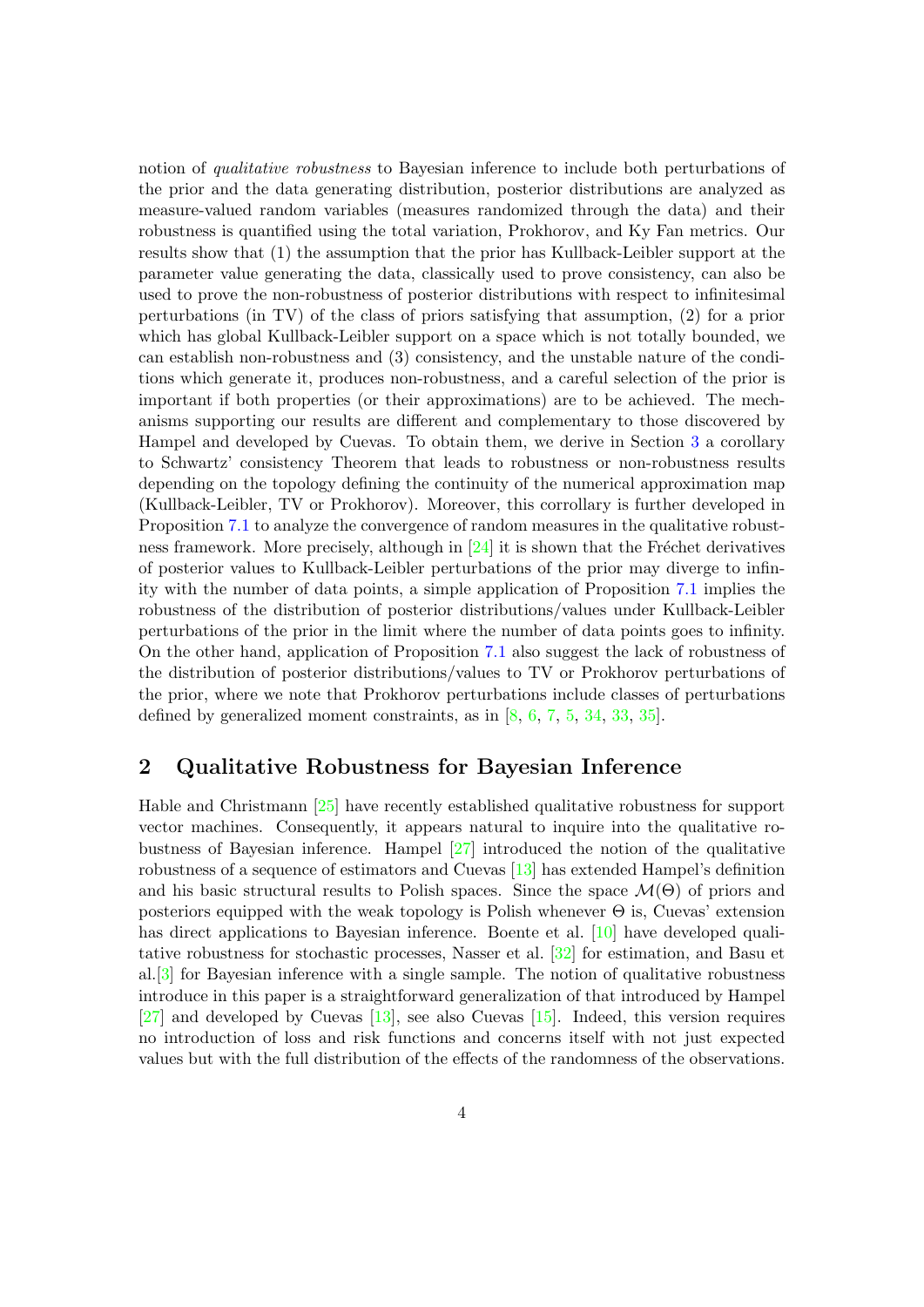notion of *qualitative robustness* to Bayesian inference to include both perturbations of the prior and the data generating distribution, posterior distributions are analyzed as measure-valued random variables (measures randomized through the data) and their robustness is quantified using the total variation, Prokhorov, and Ky Fan metrics. Our results show that (1) the assumption that the prior has Kullback-Leibler support at the parameter value generating the data, classically used to prove consistency, can also be used to prove the non-robustness of posterior distributions with respect to infinitesimal perturbations (in TV) of the class of priors satisfying that assumption, (2) for a prior which has global Kullback-Leibler support on a space which is not totally bounded, we can establish non-robustness and (3) consistency, and the unstable nature of the conditions which generate it, produces non-robustness, and a careful selection of the prior is important if both properties (or their approximations) are to be achieved. The mechanisms supporting our results are different and complementary to those discovered by Hampel and developed by Cuevas. To obtain them, we derive in Section 3 a corollary to Schwartz' consistency Theorem that leads to robustness or non-robustness results depending on the topology defining the continuity of the numerical approximation map (Kullback-Leibler, TV or Prokhorov). Moreover, this corollary is further developed in Proposition 7.1 to analyze the convergence of random measures in the qualitative robustness framework. More precisely, although in [24] it is shown that the Fréchet derivatives of posterior values to Kullback-Leibler perturbations of the prior may diverge to infinity with the number of data points, a simple application of Proposition 7.1 implies the robustness of the distribution of posterior distributions/values under Kullback-Leibler perturbations of the prior in the limit where the number of data points goes to infinity. On the other hand, application of Proposition 7.1 also suggest the lack of robustness of the distribution of posterior distributions/values to TV or Prokhorov perturbations of the prior, where we note that Prokhorov perturbations include classes of perturbations defined by generalized moment constraints, as in [8, 6, 7, 5, 34, 33, 35].

## 2 Qualitative Robustness for Bayesian Inference

Hable and Christmann [25] have recently established qualitative robustness for support vector machines. Consequently, it appears natural to inquire into the qualitative robustness of Bayesian inference. Hampel [27] introduced the notion of the qualitative robustness of a sequence of estimators and Cuevas [13] has extended Hampel's definition and his basic structural results to Polish spaces. Since the space $\mathcal{M}(\Theta)$ of priors and posteriors equipped with the weak topology is Polish whenever $\Theta$ is, Cuevas' extension has direct applications to Bayesian inference. Boente et al. [10] have developed qualitative robustness for stochastic processes, Nasser et al. [32] for estimation, and Basu et al.[3] for Bayesian inference with a single sample. The notion of qualitative robustness introduce in this paper is a straightforward generalization of that introduced by Hampel [27] and developed by Cuevas [13], see also Cuevas [15]. Indeed, this version requires no introduction of loss and risk functions and concerns itself with not just expected values but with the full distribution of the effects of the randomness of the observations.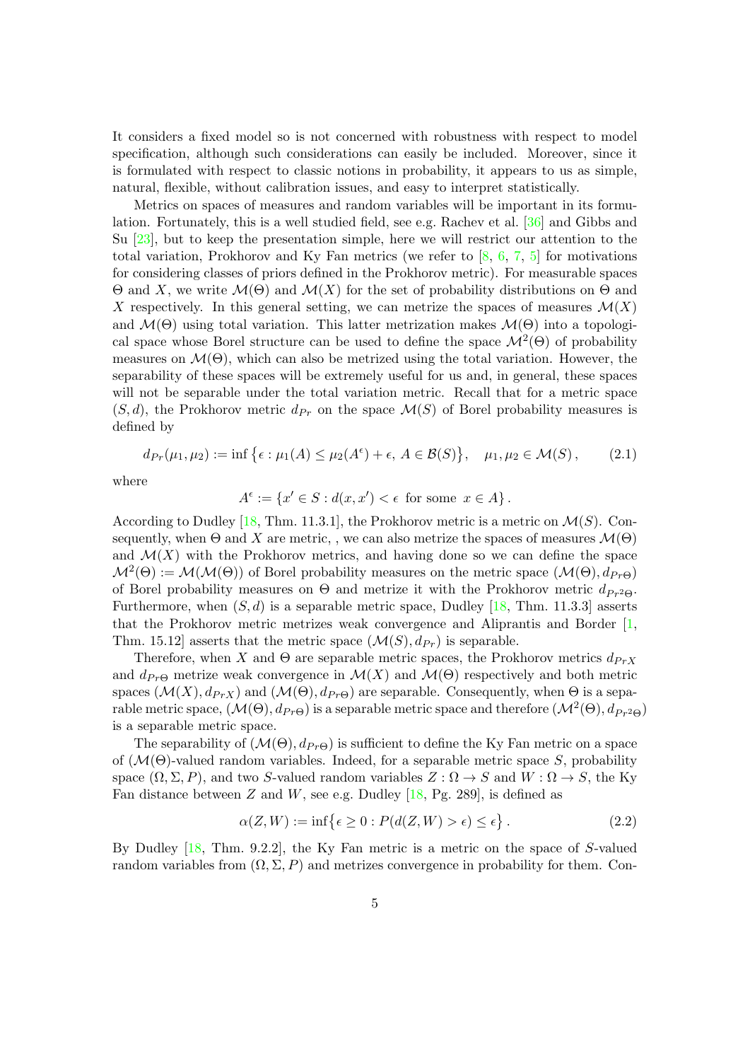It considers a fixed model so is not concerned with robustness with respect to model specification, although such considerations can easily be included. Moreover, since it is formulated with respect to classic notions in probability, it appears to us as simple, natural, flexible, without calibration issues, and easy to interpret statistically.

Metrics on spaces of measures and random variables will be important in its formulation. Fortunately, this is a well studied field, see e.g. Rachev et al. [36] and Gibbs and Su [23], but to keep the presentation simple, here we will restrict our attention to the total variation, Prokhorov and Ky Fan metrics (we refer to [8, 6, 7, 5] for motivations for considering classes of priors defined in the Prokhorov metric). For measurable spaces $\Theta$ and $X$, we write $\mathcal{M}(\Theta)$ and $\mathcal{M}(X)$ for the set of probability distributions on $\Theta$ and $X$ respectively. In this general setting, we can metrize the spaces of measures $\mathcal{M}(X)$ and $\mathcal{M}(\Theta)$ using total variation. This latter metrization makes $\mathcal{M}(\Theta)$ into a topological space whose Borel structure can be used to define the space $\mathcal{M}^2(\Theta)$ of probability measures on $\mathcal{M}(\Theta)$, which can also be metrized using the total variation. However, the separability of these spaces will be extremely useful for us and, in general, these spaces will not be separable under the total variation metric. Recall that for a metric space $(S,d)$, the Prokhorov metric $d_{Pr}$ on the space $\mathcal{M}(S)$ of Borel probability measures is defined by

$$
d_{Pr}(\mu_1,\mu_2) := \inf\left\{\epsilon : \mu_1(A) \le \mu_2(A^\epsilon) + \epsilon,\ A \in \mathcal{B}(S)\right\}, \quad \mu_1,\mu_2 \in \mathcal{M}(S)\,, \tag{2.1}
$$

where

$$
A^\epsilon := \{x' \in S : d(x,x') < \epsilon \text{ for some } x \in A\}\,.
$$

According to Dudley [18, Thm. 11.3.1], the Prokhorov metric is a metric on $\mathcal{M}(S)$. Consequently, when $\Theta$ and $X$ are metric, , we can also metrize the spaces of measures $\mathcal{M}(\Theta)$ and $\mathcal{M}(X)$ with the Prokhorov metrics, and having done so we can define the space $\mathcal{M}^2(\Theta) := \mathcal{M}(\mathcal{M}(\Theta))$ of Borel probability measures on the metric space $(\mathcal{M}(\Theta), d_{Pr\Theta})$ of Borel probability measures on $\Theta$ and metrize it with the Prokhorov metric $d_{Pr^2\Theta}$. Furthermore, when $(S,d)$ is a separable metric space, Dudley [18, Thm. 11.3.3] asserts that the Prokhorov metric metrizes weak convergence and Aliprantis and Border [1, Thm. 15.12] asserts that the metric space $(\mathcal{M}(S), d_{Pr})$ is separable.

Therefore, when $X$ and $\Theta$ are separable metric spaces, the Prokhorov metrics $d_{PrX}$ and $d_{Pr\Theta}$ metrize weak convergence in $\mathcal{M}(X)$ and $\mathcal{M}(\Theta)$ respectively and both metric spaces $(\mathcal{M}(X), d_{PrX})$ and $(\mathcal{M}(\Theta), d_{Pr\Theta})$ are separable. Consequently, when $\Theta$ is a separable metric space, $(\mathcal{M}(\Theta), d_{Pr\Theta})$ is a separable metric space and therefore $(\mathcal{M}^2(\Theta), d_{Pr^2\Theta})$ is a separable metric space.

The separability of $(\mathcal{M}(\Theta), d_{Pr\Theta})$ is sufficient to define the Ky Fan metric on a space of $(\mathcal{M}(\Theta)$-valued random variables. Indeed, for a separable metric space $S$, probability space $(\Omega, \Sigma, P)$, and two $S$-valued random variables $Z : \Omega \to S$ and $W : \Omega \to S$, the Ky Fan distance between $Z$ and $W$, see e.g. Dudley [18, Pg. 289], is defined as

$$
\alpha(Z,W) := \inf\left\{\epsilon \ge 0 : P(d(Z,W) > \epsilon) \le \epsilon\right\}. \tag{2.2}
$$

By Dudley [18, Thm. 9.2.2], the Ky Fan metric is a metric on the space of $S$-valued random variables from $(\Omega, \Sigma, P)$ and metrizes convergence in probability for them. Con-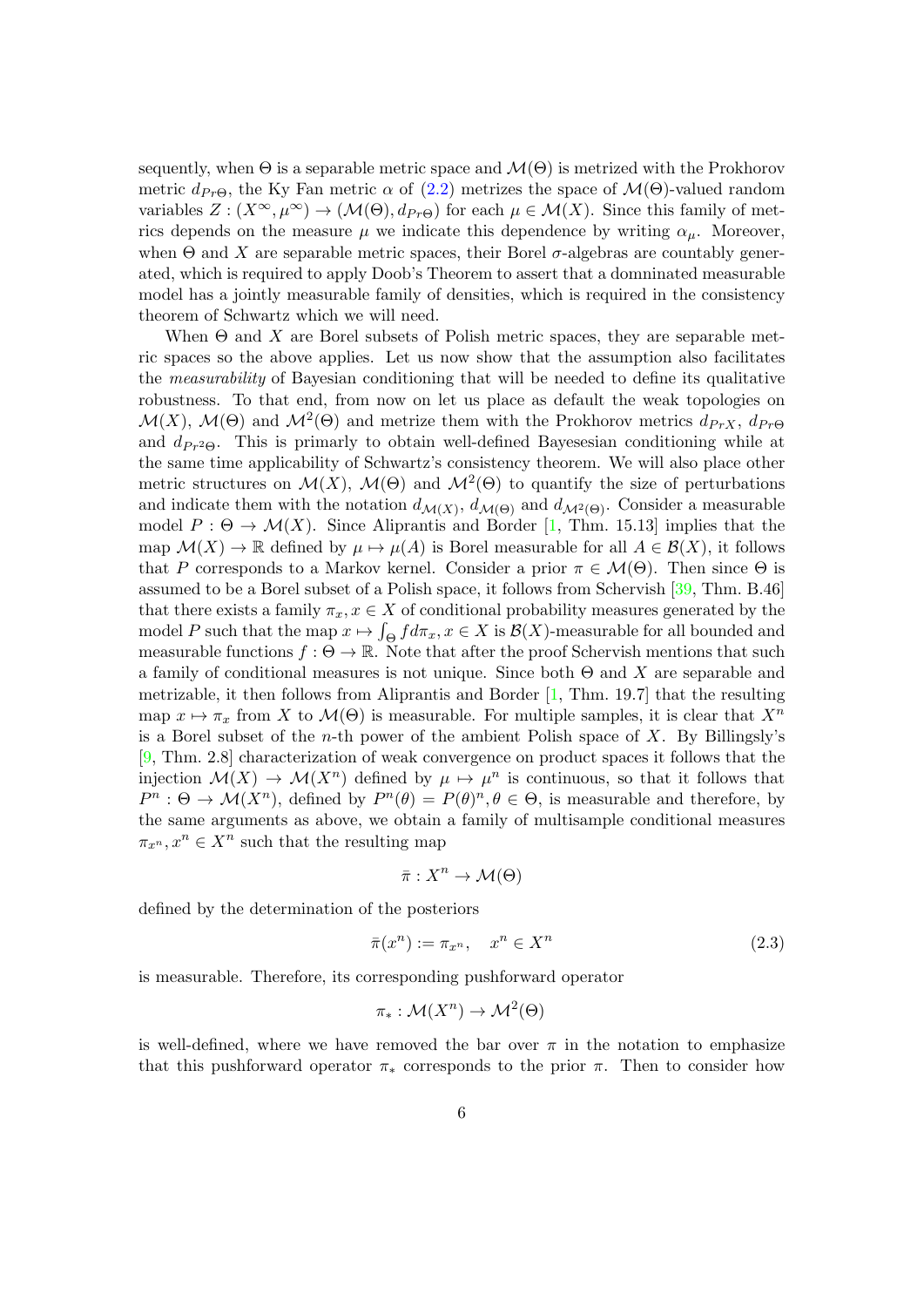sequently, when $\Theta$ is a separable metric space and $\mathcal{M}(\Theta)$ is metrized with the Prokhorov metric $d_{Pr\Theta}$, the Ky Fan metric $\alpha$ of (2.2) metrizes the space of $\mathcal{M}(\Theta)$-valued random variables $Z : (X^{\infty}, \mu^{\infty}) \to (\mathcal{M}(\Theta), d_{Pr\Theta})$ for each $\mu \in \mathcal{M}(X)$. Since this family of metrics depends on the measure $\mu$ we indicate this dependence by writing $\alpha_{\mu}$. Moreover, when $\Theta$ and $X$ are separable metric spaces, their Borel $\sigma$-algebras are countably generated, which is required to apply Doob's Theorem to assert that a domninated measurable model has a jointly measurable family of densities, which is required in the consistency theorem of Schwartz which we will need.

When $\Theta$ and $X$ are Borel subsets of Polish metric spaces, they are separable metric spaces so the above applies. Let us now show that the assumption also facilitates the *measurability* of Bayesian conditioning that will be needed to define its qualitative robustness. To that end, from now on let us place as default the weak topologies on $\mathcal{M}(X)$, $\mathcal{M}(\Theta)$ and $\mathcal{M}^2(\Theta)$ and metrize them with the Prokhorov metrics $d_{PrX}$, $d_{Pr\Theta}$ and $d_{Pr^2\Theta}$. This is primarly to obtain well-defined Bayesesian conditioning while at the same time applicability of Schwartz's consistency theorem. We will also place other metric structures on $\mathcal{M}(X)$, $\mathcal{M}(\Theta)$ and $\mathcal{M}^2(\Theta)$ to quantify the size of perturbations and indicate them with the notation $d_{\mathcal{M}(X)}$, $d_{\mathcal{M}(\Theta)}$ and $d_{\mathcal{M}^2(\Theta)}$. Consider a measurable model $P : \Theta \to \mathcal{M}(X)$. Since Aliprantis and Border [1, Thm. 15.13] implies that the map $\mathcal{M}(X) \to \mathbb{R}$ defined by $\mu \mapsto \mu(A)$ is Borel measurable for all $A \in \mathcal{B}(X)$, it follows that $P$ corresponds to a Markov kernel. Consider a prior $\pi \in \mathcal{M}(\Theta)$. Then since $\Theta$ is assumed to be a Borel subset of a Polish space, it follows from Schervish [39, Thm. B.46] that there exists a family $\pi_x, x \in X$ of conditional probability measures generated by the model $P$ such that the map $x \mapsto \int_{\Theta} f d\pi_x, x \in X$ is $\mathcal{B}(X)$-measurable for all bounded and measurable functions $f : \Theta \to \mathbb{R}$. Note that after the proof Schervish mentions that such a family of conditional measures is not unique. Since both $\Theta$ and $X$ are separable and metrizable, it then follows from Aliprantis and Border [1, Thm. 19.7] that the resulting map $x \mapsto \pi_x$ from $X$ to $\mathcal{M}(\Theta)$ is measurable. For multiple samples, it is clear that $X^n$ is a Borel subset of the $n$-th power of the ambient Polish space of $X$. By Billingsly's [9, Thm. 2.8] characterization of weak convergence on product spaces it follows that the injection $\mathcal{M}(X) \to \mathcal{M}(X^n)$ defined by $\mu \mapsto \mu^n$ is continuous, so that it follows that $P^n : \Theta \to \mathcal{M}(X^n)$, defined by $P^n(\theta) = P(\theta)^n, \theta \in \Theta$, is measurable and therefore, by the same arguments as above, we obtain a family of multisample conditional measures $\pi_{x^n}, x^n \in X^n$ such that the resulting map

$$\bar{\pi} : X^n \to \mathcal{M}(\Theta)$$

defined by the determination of the posteriors

$$\bar{\pi}(x^n) := \pi_{x^n}, \quad x^n \in X^n \tag{2.3}$$

is measurable. Therefore, its corresponding pushforward operator

$$\pi_* : \mathcal{M}(X^n) \to \mathcal{M}^2(\Theta)$$

is well-defined, where we have removed the bar over $\pi$ in the notation to emphasize that this pushforward operator $\pi_*$ corresponds to the prior $\pi$. Then to consider how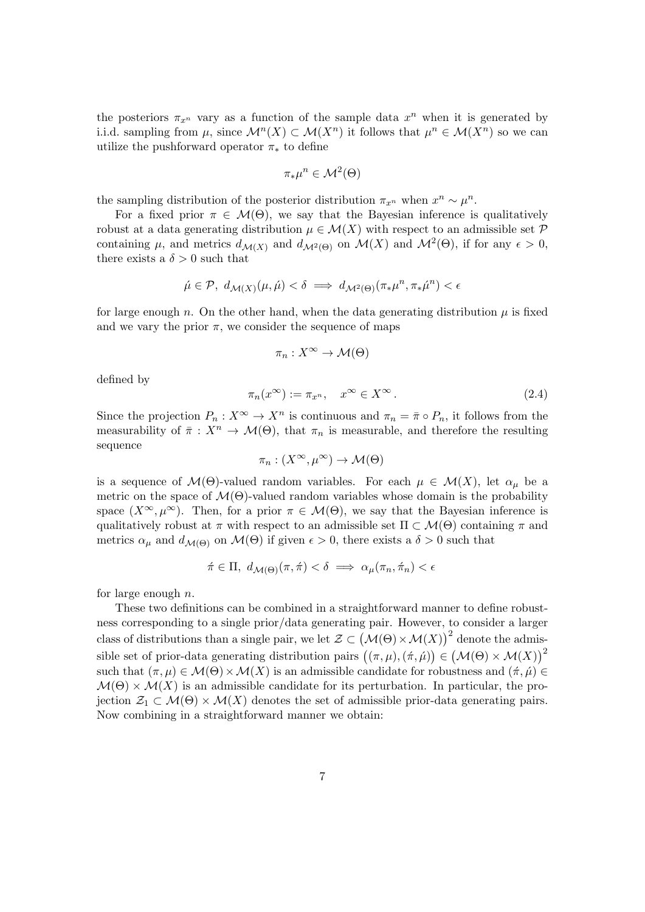the posteriors $\pi_{x^n}$ vary as a function of the sample data $x^n$ when it is generated by i.i.d. sampling from $\mu$, since $\mathcal{M}^n(X) \subset \mathcal{M}(X^n)$ it follows that $\mu^n \in \mathcal{M}(X^n)$ so we can utilize the pushforward operator $\pi_*$ to define

$$\pi_*\mu^n \in \mathcal{M}^2(\Theta)$$

the sampling distribution of the posterior distribution $\pi_{x^n}$ when $x^n \sim \mu^n$.

For a fixed prior $\pi \in \mathcal{M}(\Theta)$, we say that the Bayesian inference is qualitatively robust at a data generating distribution $\mu \in \mathcal{M}(X)$ with respect to an admissible set $\mathcal{P}$ containing $\mu$, and metrics $d_{\mathcal{M}(X)}$ and $d_{\mathcal{M}^2(\Theta)}$ on $\mathcal{M}(X)$ and $\mathcal{M}^2(\Theta)$, if for any $\epsilon > 0$, there exists a $\delta > 0$ such that

$$\acute{\mu} \in \mathcal{P},\ d_{\mathcal{M}(X)}(\mu, \acute{\mu}) < \delta \implies d_{\mathcal{M}^2(\Theta)}(\pi_*\mu^n, \pi_*\acute{\mu}^n) < \epsilon$$

for large enough $n$. On the other hand, when the data generating distribution $\mu$ is fixed and we vary the prior $\pi$, we consider the sequence of maps

$$\pi_n : X^\infty \to \mathcal{M}(\Theta)$$

defined by

$$\pi_n(x^\infty) := \pi_{x^n}, \quad x^\infty \in X^\infty . \tag{2.4}$$

Since the projection $P_n : X^\infty \to X^n$ is continuous and $\pi_n = \bar{\pi} \circ P_n$, it follows from the measurability of $\bar{\pi} : X^n \to \mathcal{M}(\Theta)$, that $\pi_n$ is measurable, and therefore the resulting sequence

$$\pi_n : (X^\infty, \mu^\infty) \to \mathcal{M}(\Theta)$$

is a sequence of $\mathcal{M}(\Theta)$-valued random variables. For each $\mu \in \mathcal{M}(X)$, let $\alpha_\mu$ be a metric on the space of $\mathcal{M}(\Theta)$-valued random variables whose domain is the probability space $(X^\infty, \mu^\infty)$. Then, for a prior $\pi \in \mathcal{M}(\Theta)$, we say that the Bayesian inference is qualitatively robust at $\pi$ with respect to an admissible set $\Pi \subset \mathcal{M}(\Theta)$ containing $\pi$ and metrics $\alpha_\mu$ and $d_{\mathcal{M}(\Theta)}$ on $\mathcal{M}(\Theta)$ if given $\epsilon > 0$, there exists a $\delta > 0$ such that

$$\acute{\pi} \in \Pi,\ d_{\mathcal{M}(\Theta)}(\pi, \acute{\pi}) < \delta \implies \alpha_\mu(\pi_n, \acute{\pi}_n) < \epsilon$$

for large enough $n$.

These two definitions can be combined in a straightforward manner to define robustness corresponding to a single prior/data generating pair. However, to consider a larger class of distributions than a single pair, we let $\mathcal{Z} \subset \big(\mathcal{M}(\Theta) \times \mathcal{M}(X)\big)^2$ denote the admissible set of prior-data generating distribution pairs $\big((\pi, \mu), (\acute{\pi}, \acute{\mu})\big) \in \big(\mathcal{M}(\Theta) \times \mathcal{M}(X)\big)^2$ such that $(\pi, \mu) \in \mathcal{M}(\Theta) \times \mathcal{M}(X)$ is an admissible candidate for robustness and $(\acute{\pi}, \acute{\mu}) \in \mathcal{M}(\Theta) \times \mathcal{M}(X)$ is an admissible candidate for its perturbation. In particular, the projection $\mathcal{Z}_1 \subset \mathcal{M}(\Theta) \times \mathcal{M}(X)$ denotes the set of admissible prior-data generating pairs. Now combining in a straightforward manner we obtain: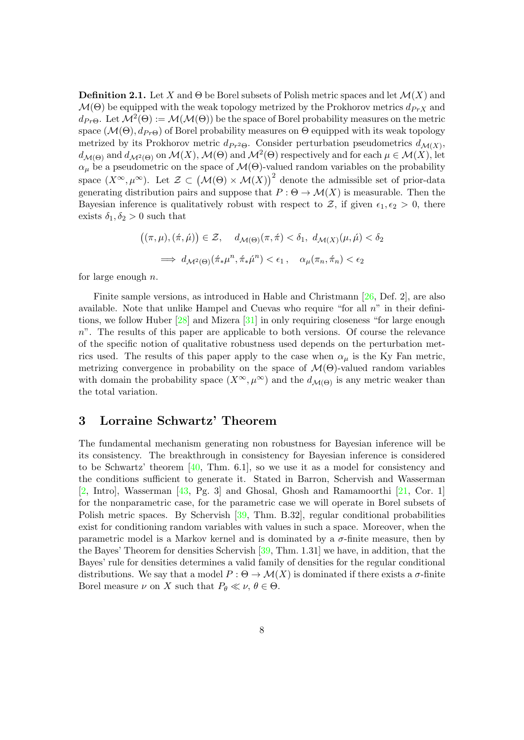**Definition 2.1.** Let $X$ and $\Theta$ be Borel subsets of Polish metric spaces and let $\mathcal{M}(X)$ and $\mathcal{M}(\Theta)$ be equipped with the weak topology metrized by the Prokhorov metrics $d_{PrX}$ and $d_{Pr\Theta}$. Let $\mathcal{M}^2(\Theta) := \mathcal{M}(\mathcal{M}(\Theta))$ be the space of Borel probability measures on the metric space $(\mathcal{M}(\Theta), d_{Pr\Theta})$ of Borel probability measures on $\Theta$ equipped with its weak topology metrized by its Prokhorov metric $d_{Pr^2\Theta}$. Consider perturbation pseudometrics $d_{\mathcal{M}(X)}$, $d_{\mathcal{M}(\Theta)}$ and $d_{\mathcal{M}^2(\Theta)}$ on $\mathcal{M}(X)$, $\mathcal{M}(\Theta)$ and $\mathcal{M}^2(\Theta)$ respectively and for each $\mu \in \mathcal{M}(X)$, let $\alpha_\mu$ be a pseudometric on the space of $\mathcal{M}(\Theta)$-valued random variables on the probability space $(X^\infty, \mu^\infty)$. Let $\mathcal{Z} \subset \big(\mathcal{M}(\Theta) \times \mathcal{M}(X)\big)^2$ denote the admissible set of prior-data generating distribution pairs and suppose that $P : \Theta \to \mathcal{M}(X)$ is measurable. Then the Bayesian inference is qualitatively robust with respect to $\mathcal{Z}$, if given $\epsilon_1, \epsilon_2 > 0$, there exists $\delta_1, \delta_2 > 0$ such that

$$
\big((\pi, \mu), (\acute{\pi}, \acute{\mu})\big) \in \mathcal{Z}, \quad d_{\mathcal{M}(\Theta)}(\pi, \acute{\pi}) < \delta_1, \; d_{\mathcal{M}(X)}(\mu, \acute{\mu}) < \delta_2
$$

$$
\implies d_{\mathcal{M}^2(\Theta)}(\acute{\pi}_* \mu^n, \acute{\pi}_* \acute{\mu}^n) < \epsilon_1\,, \quad \alpha_\mu(\pi_n, \acute{\pi}_n) < \epsilon_2
$$

for large enough $n$.

Finite sample versions, as introduced in Hable and Christmann [26, Def. 2], are also available. Note that unlike Hampel and Cuevas who require "for all $n$" in their definitions, we follow Huber [28] and Mizera [31] in only requiring closeness "for large enough $n$". The results of this paper are applicable to both versions. Of course the relevance of the specific notion of qualitative robustness used depends on the perturbation metrics used. The results of this paper apply to the case when $\alpha_\mu$ is the Ky Fan metric, metrizing convergence in probability on the space of $\mathcal{M}(\Theta)$-valued random variables with domain the probability space $(X^\infty, \mu^\infty)$ and the $d_{\mathcal{M}(\Theta)}$ is any metric weaker than the total variation.

## 3 Lorraine Schwartz' Theorem

The fundamental mechanism generating non robustness for Bayesian inference will be its consistency. The breakthrough in consistency for Bayesian inference is considered to be Schwartz' theorem [40, Thm. 6.1], so we use it as a model for consistency and the conditions sufficient to generate it. Stated in Barron, Schervish and Wasserman [2, Intro], Wasserman [43, Pg. 3] and Ghosal, Ghosh and Ramamoorthi [21, Cor. 1] for the nonparametric case, for the parametric case we will operate in Borel subsets of Polish metric spaces. By Schervish [39, Thm. B.32], regular conditional probabilities exist for conditioning random variables with values in such a space. Moreover, when the parametric model is a Markov kernel and is dominated by a $\sigma$-finite measure, then by the Bayes' Theorem for densities Schervish [39, Thm. 1.31] we have, in addition, that the Bayes' rule for densities determines a valid family of densities for the regular conditional distributions. We say that a model $P : \Theta \to \mathcal{M}(X)$ is dominated if there exists a $\sigma$-finite Borel measure $\nu$ on $X$ such that $P_\theta \ll \nu$, $\theta \in \Theta$.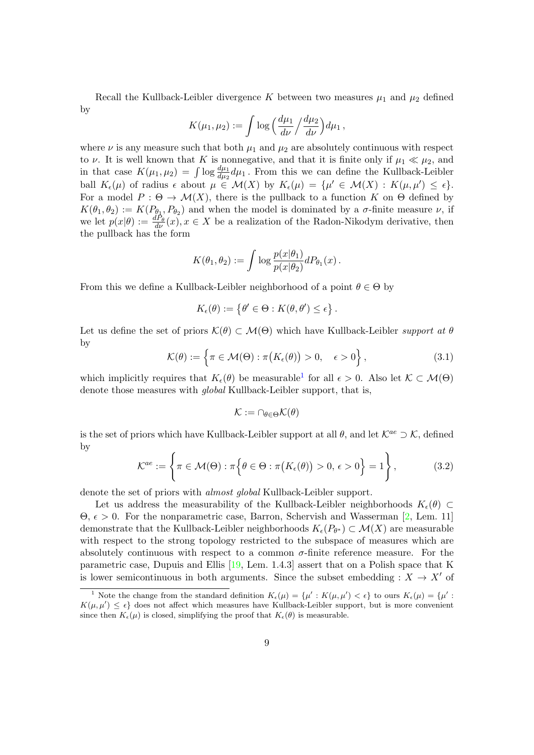Recall the Kullback-Leibler divergence $K$ between two measures $\mu_1$ and $\mu_2$ defined by

$$K(\mu_1, \mu_2) := \int \log\Big(\frac{d\mu_1}{d\nu}\Big/\frac{d\mu_2}{d\nu}\Big) d\mu_1\,,$$

where $\nu$ is any measure such that both $\mu_1$ and $\mu_2$ are absolutely continuous with respect to $\nu$. It is well known that $K$ is nonnegative, and that it is finite only if $\mu_1 \ll \mu_2$, and in that case $K(\mu_1, \mu_2) = \int \log \frac{d\mu_1}{d\mu_2} d\mu_1$. From this we can define the Kullback-Leibler ball $K_\epsilon(\mu)$ of radius $\epsilon$ about $\mu \in \mathcal{M}(X)$ by $K_\epsilon(\mu) = \{\mu' \in \mathcal{M}(X) : K(\mu, \mu') \leq \epsilon\}$. For a model $P : \Theta \to \mathcal{M}(X)$, there is the pullback to a function $K$ on $\Theta$ defined by $K(\theta_1, \theta_2) := K(P_{\theta_1}, P_{\theta_2})$ and when the model is dominated by a $\sigma$-finite measure $\nu$, if we let $p(x|\theta) := \frac{dP_\theta}{d\nu}(x), x \in X$ be a realization of the Radon-Nikodym derivative, then the pullback has the form

$$K(\theta_1, \theta_2) := \int \log \frac{p(x|\theta_1)}{p(x|\theta_2)} dP_{\theta_1}(x)\,.$$

From this we define a Kullback-Leibler neighborhood of a point $\theta \in \Theta$ by

$$K_\epsilon(\theta) := \big\{\theta' \in \Theta : K(\theta, \theta') \leq \epsilon\big\}\,.$$

Let us define the set of priors $\mathcal{K}(\theta) \subset \mathcal{M}(\Theta)$ which have Kullback-Leibler *support at* $\theta$ by

$$\mathcal{K}(\theta) := \Big\{\pi \in \mathcal{M}(\Theta) : \pi\big(K_\epsilon(\theta)\big) > 0, \quad \epsilon > 0\Big\}\,, \tag{3.1}$$

which implicitly requires that $K_\epsilon(\theta)$ be measurable[1] for all $\epsilon > 0$. Also let $\mathcal{K} \subset \mathcal{M}(\Theta)$ denote those measures with *global* Kullback-Leibler support, that is,

$$\mathcal{K} := \cap_{\theta \in \Theta} \mathcal{K}(\theta)$$

is the set of priors which have Kullback-Leibler support at all $\theta$, and let $\mathcal{K}^{ae} \supset \mathcal{K}$, defined by

$$\mathcal{K}^{ae} := \left\{\pi \in \mathcal{M}(\Theta) : \pi\Big\{\theta \in \Theta : \pi\big(K_\epsilon(\theta)\big) > 0,\, \epsilon > 0\Big\} = 1\right\}, \tag{3.2}$$

denote the set of priors with *almost global* Kullback-Leibler support.

Let us address the measurability of the Kullback-Leibler neighborhoods $K_\epsilon(\theta) \subset \Theta$, $\epsilon > 0$. For the nonparametric case, Barron, Schervish and Wasserman [2, Lem. 11] demonstrate that the Kullback-Leibler neighborhoods $K_\epsilon(P_{\theta^*}) \subset \mathcal{M}(X)$ are measurable with respect to the strong topology restricted to the subspace of measures which are absolutely continuous with respect to a common $\sigma$-finite reference measure. For the parametric case, Dupuis and Ellis [19, Lem. 1.4.3] assert that on a Polish space that K is lower semicontinuous in both arguments. Since the subset embedding : $X \to X'$ of

[1] Note the change from the standard definition $K_\epsilon(\mu) = \{\mu' : K(\mu, \mu') < \epsilon\}$ to ours $K_\epsilon(\mu) = \{\mu' : K(\mu, \mu') \leq \epsilon\}$ does not affect which measures have Kullback-Leibler support, but is more convenient since then $K_\epsilon(\mu)$ is closed, simplifying the proof that $K_\epsilon(\theta)$ is measurable.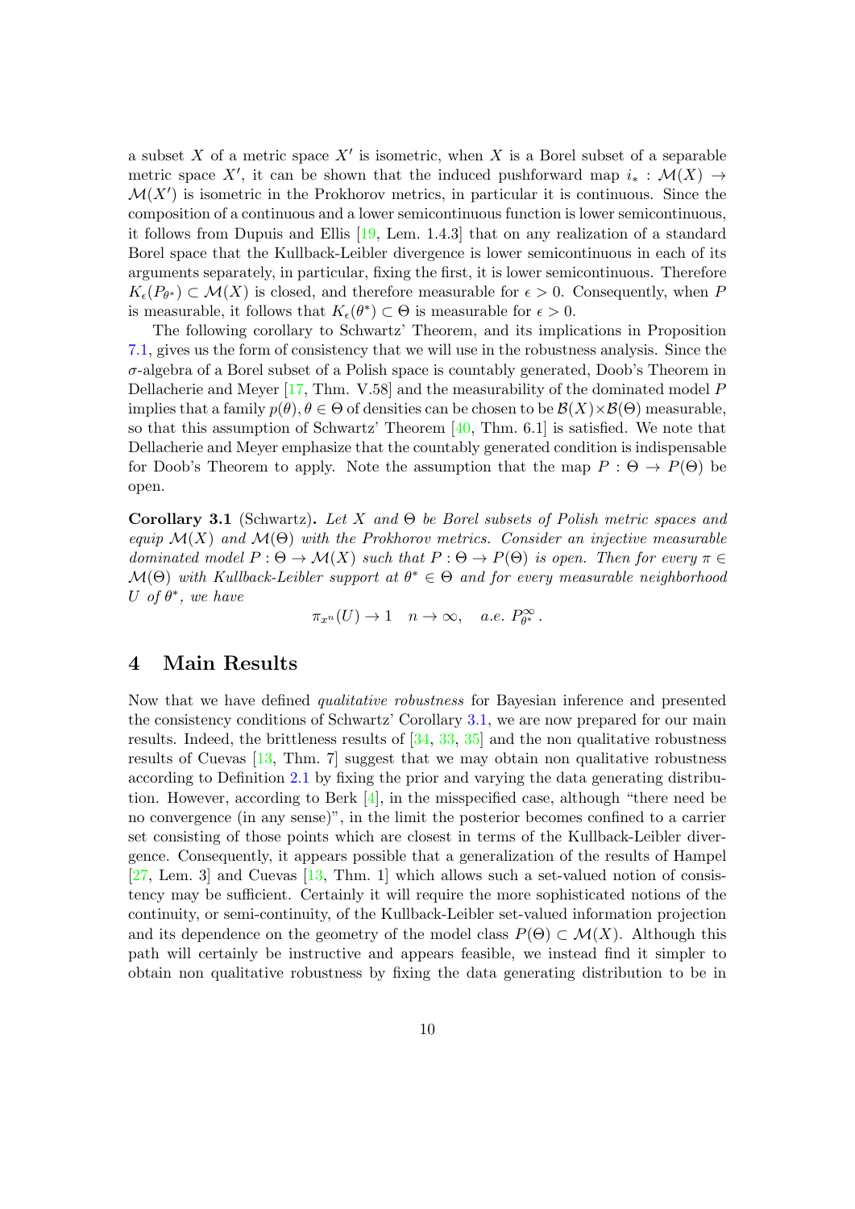a subset $X$ of a metric space $X'$ is isometric, when $X$ is a Borel subset of a separable metric space $X'$, it can be shown that the induced pushforward map $i_* : \mathcal{M}(X) \to \mathcal{M}(X')$ is isometric in the Prokhorov metrics, in particular it is continuous. Since the composition of a continuous and a lower semicontinuous function is lower semicontinuous, it follows from Dupuis and Ellis [19, Lem. 1.4.3] that on any realization of a standard Borel space that the Kullback-Leibler divergence is lower semicontinuous in each of its arguments separately, in particular, fixing the first, it is lower semicontinuous. Therefore $K_\epsilon(P_{\theta^*}) \subset \mathcal{M}(X)$ is closed, and therefore measurable for $\epsilon > 0$. Consequently, when $P$ is measurable, it follows that $K_\epsilon(\theta^*) \subset \Theta$ is measurable for $\epsilon > 0$.

The following corollary to Schwartz' Theorem, and its implications in Proposition 7.1, gives us the form of consistency that we will use in the robustness analysis. Since the $\sigma$-algebra of a Borel subset of a Polish space is countably generated, Doob's Theorem in Dellacherie and Meyer [17, Thm. V.58] and the measurability of the dominated model $P$ implies that a family $p(\theta), \theta \in \Theta$ of densities can be chosen to be $\mathcal{B}(X)\times\mathcal{B}(\Theta)$ measurable, so that this assumption of Schwartz' Theorem [40, Thm. 6.1] is satisfied. We note that Dellacherie and Meyer emphasize that the countably generated condition is indispensable for Doob's Theorem to apply. Note the assumption that the map $P : \Theta \to P(\Theta)$ be open.

**Corollary 3.1** (Schwartz)**.** *Let $X$ and $\Theta$ be Borel subsets of Polish metric spaces and equip $\mathcal{M}(X)$ and $\mathcal{M}(\Theta)$ with the Prokhorov metrics. Consider an injective measurable dominated model $P : \Theta \to \mathcal{M}(X)$ such that $P : \Theta \to P(\Theta)$ is open. Then for every $\pi \in \mathcal{M}(\Theta)$ with Kullback-Leibler support at $\theta^* \in \Theta$ and for every measurable neighborhood $U$ of $\theta^*$, we have*

$$\pi_{x^n}(U) \to 1 \quad n \to \infty, \quad a.e.\ P^{\infty}_{\theta^*}.$$

# 4 Main Results

Now that we have defined *qualitative robustness* for Bayesian inference and presented the consistency conditions of Schwartz' Corollary 3.1, we are now prepared for our main results. Indeed, the brittleness results of [34, 33, 35] and the non qualitative robustness results of Cuevas [13, Thm. 7] suggest that we may obtain non qualitative robustness according to Definition 2.1 by fixing the prior and varying the data generating distribution. However, according to Berk [4], in the misspecified case, although "there need be no convergence (in any sense)", in the limit the posterior becomes confined to a carrier set consisting of those points which are closest in terms of the Kullback-Leibler divergence. Consequently, it appears possible that a generalization of the results of Hampel [27, Lem. 3] and Cuevas [13, Thm. 1] which allows such a set-valued notion of consistency may be sufficient. Certainly it will require the more sophisticated notions of the continuity, or semi-continuity, of the Kullback-Leibler set-valued information projection and its dependence on the geometry of the model class $P(\Theta) \subset \mathcal{M}(X)$. Although this path will certainly be instructive and appears feasible, we instead find it simpler to obtain non qualitative robustness by fixing the data generating distribution to be in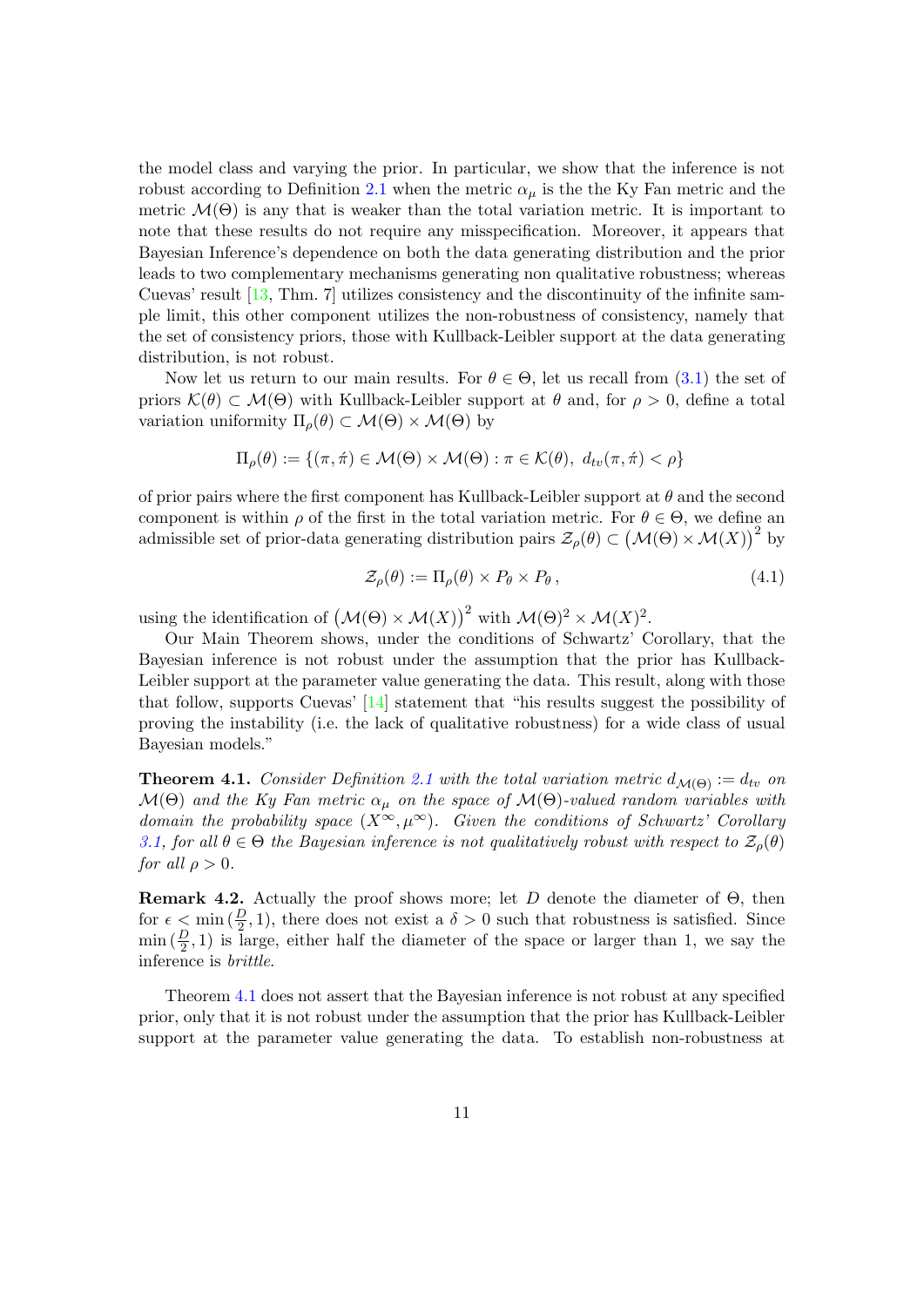the model class and varying the prior. In particular, we show that the inference is not robust according to Definition 2.1 when the metric $\alpha_\mu$ is the the Ky Fan metric and the metric $\mathcal{M}(\Theta)$ is any that is weaker than the total variation metric. It is important to note that these results do not require any misspecification. Moreover, it appears that Bayesian Inference's dependence on both the data generating distribution and the prior leads to two complementary mechanisms generating non qualitative robustness; whereas Cuevas' result [13, Thm. 7] utilizes consistency and the discontinuity of the infinite sample limit, this other component utilizes the non-robustness of consistency, namely that the set of consistency priors, those with Kullback-Leibler support at the data generating distribution, is not robust.

Now let us return to our main results. For $\theta \in \Theta$, let us recall from (3.1) the set of priors $\mathcal{K}(\theta) \subset \mathcal{M}(\Theta)$ with Kullback-Leibler support at $\theta$ and, for $\rho > 0$, define a total variation uniformity $\Pi_\rho(\theta) \subset \mathcal{M}(\Theta) \times \mathcal{M}(\Theta)$ by

$$\Pi_\rho(\theta) := \{(\pi, \acute{\pi}) \in \mathcal{M}(\Theta) \times \mathcal{M}(\Theta) : \pi \in \mathcal{K}(\theta),\ d_{tv}(\pi, \acute{\pi}) < \rho\}$$

of prior pairs where the first component has Kullback-Leibler support at $\theta$ and the second component is within $\rho$ of the first in the total variation metric. For $\theta \in \Theta$, we define an admissible set of prior-data generating distribution pairs $\mathcal{Z}_\rho(\theta) \subset \big(\mathcal{M}(\Theta) \times \mathcal{M}(X)\big)^2$ by

$$\mathcal{Z}_\rho(\theta) := \Pi_\rho(\theta) \times P_\theta \times P_\theta\,, \tag{4.1}$$

using the identification of $\big(\mathcal{M}(\Theta) \times \mathcal{M}(X)\big)^2$ with $\mathcal{M}(\Theta)^2 \times \mathcal{M}(X)^2$.

Our Main Theorem shows, under the conditions of Schwartz' Corollary, that the Bayesian inference is not robust under the assumption that the prior has Kullback-Leibler support at the parameter value generating the data. This result, along with those that follow, supports Cuevas' [14] statement that "his results suggest the possibility of proving the instability (i.e. the lack of qualitative robustness) for a wide class of usual Bayesian models."

**Theorem 4.1.** *Consider Definition 2.1 with the total variation metric $d_{\mathcal{M}(\Theta)} := d_{tv}$ on $\mathcal{M}(\Theta)$ and the Ky Fan metric $\alpha_\mu$ on the space of $\mathcal{M}(\Theta)$-valued random variables with domain the probability space $(X^\infty, \mu^\infty)$. Given the conditions of Schwartz' Corollary 3.1, for all $\theta \in \Theta$ the Bayesian inference is not qualitatively robust with respect to $\mathcal{Z}_\rho(\theta)$ for all $\rho > 0$.*

**Remark 4.2.** Actually the proof shows more; let $D$ denote the diameter of $\Theta$, then for $\epsilon < \min\big(\frac{D}{2}, 1\big)$, there does not exist a $\delta > 0$ such that robustness is satisfied. Since $\min\big(\frac{D}{2}, 1\big)$ is large, either half the diameter of the space or larger than 1, we say the inference is *brittle*.

Theorem 4.1 does not assert that the Bayesian inference is not robust at any specified prior, only that it is not robust under the assumption that the prior has Kullback-Leibler support at the parameter value generating the data. To establish non-robustness at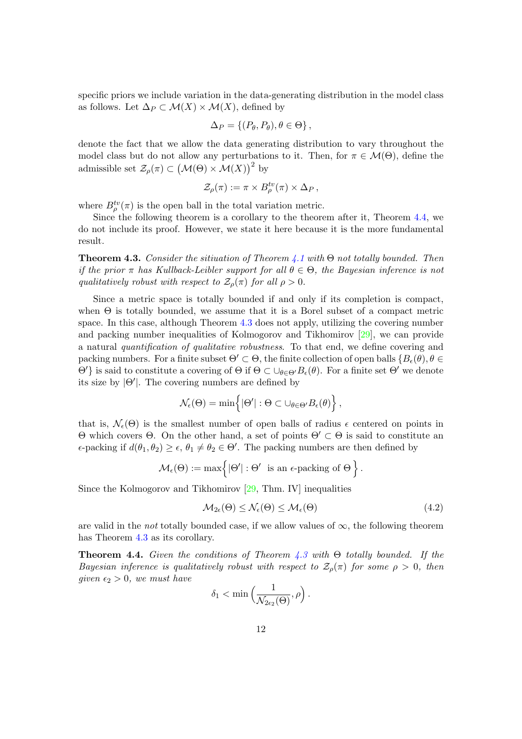specific priors we include variation in the data-generating distribution in the model class as follows. Let $\Delta_P \subset \mathcal{M}(X) \times \mathcal{M}(X)$, defined by

$$\Delta_P = \{(P_\theta, P_\theta), \theta \in \Theta\},$$

denote the fact that we allow the data generating distribution to vary throughout the model class but do not allow any perturbations to it. Then, for $\pi \in \mathcal{M}(\Theta)$, define the admissible set $\mathcal{Z}_\rho(\pi) \subset \big(\mathcal{M}(\Theta) \times \mathcal{M}(X)\big)^2$ by

$$\mathcal{Z}_\rho(\pi) := \pi \times B_\rho^{tv}(\pi) \times \Delta_P\,,$$

where $B_\rho^{tv}(\pi)$ is the open ball in the total variation metric.

Since the following theorem is a corollary to the theorem after it, Theorem 4.4, we do not include its proof. However, we state it here because it is the more fundamental result.

**Theorem 4.3.** *Consider the sitiuation of Theorem 4.1 with $\Theta$ not totally bounded. Then if the prior $\pi$ has Kullback-Leibler support for all $\theta \in \Theta$, the Bayesian inference is not qualitatively robust with respect to $\mathcal{Z}_\rho(\pi)$ for all $\rho > 0$.*

Since a metric space is totally bounded if and only if its completion is compact, when $\Theta$ is totally bounded, we assume that it is a Borel subset of a compact metric space. In this case, although Theorem 4.3 does not apply, utilizing the covering number and packing number inequalities of Kolmogorov and Tikhomirov [29], we can provide a natural *quantification of qualitative robustness*. To that end, we define covering and packing numbers. For a finite subset $\Theta' \subset \Theta$, the finite collection of open balls $\{B_\epsilon(\theta), \theta \in \Theta'\}$ is said to constitute a covering of $\Theta$ if $\Theta \subset \cup_{\theta\in\Theta'} B_\epsilon(\theta)$. For a finite set $\Theta'$ we denote its size by $|\Theta'|$. The covering numbers are defined by

$$\mathcal{N}_\epsilon(\Theta) = \min\Big\{|\Theta'| : \Theta \subset \cup_{\theta\in\Theta'} B_\epsilon(\theta)\Big\}\,,$$

that is, $\mathcal{N}_\epsilon(\Theta)$ is the smallest number of open balls of radius $\epsilon$ centered on points in $\Theta$ which covers $\Theta$. On the other hand, a set of points $\Theta' \subset \Theta$ is said to constitute an $\epsilon$-packing if $d(\theta_1, \theta_2) \geq \epsilon$, $\theta_1 \neq \theta_2 \in \Theta'$. The packing numbers are then defined by

$$\mathcal{M}_\epsilon(\Theta) := \max\Big\{|\Theta'| : \Theta' \text{ is an } \epsilon\text{-packing of } \Theta\Big\}\,.$$

Since the Kolmogorov and Tikhomirov [29, Thm. IV] inequalities

$$\mathcal{M}_{2\epsilon}(\Theta) \leq \mathcal{N}_\epsilon(\Theta) \leq \mathcal{M}_\epsilon(\Theta) \tag{4.2}$$

are valid in the *not* totally bounded case, if we allow values of $\infty$, the following theorem has Theorem 4.3 as its corollary.

**Theorem 4.4.** *Given the conditions of Theorem 4.3 with $\Theta$ totally bounded. If the Bayesian inference is qualitatively robust with respect to $\mathcal{Z}_\rho(\pi)$ for some $\rho > 0$, then given $\epsilon_2 > 0$, we must have*

$$\delta_1 < \min\Big(\frac{1}{\mathcal{N}_{2\epsilon_2}(\Theta)}, \rho\Big)\,.$$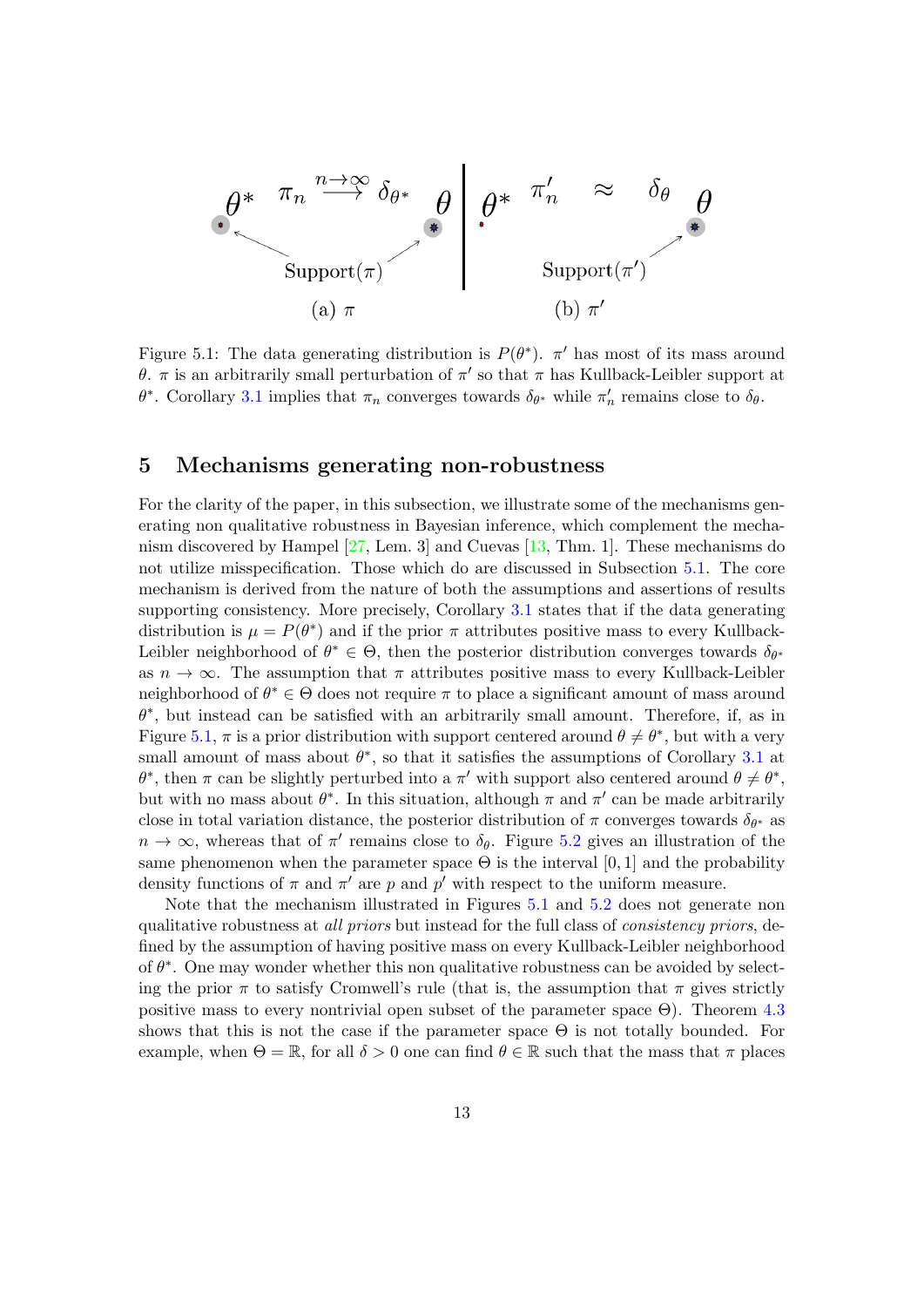Figure 5.1: The data generating distribution is $P(\theta^*)$. $\pi'$ has most of its mass around $\theta$. $\pi$ is an arbitrarily small perturbation of $\pi'$ so that $\pi$ has Kullback-Leibler support at $\theta^*$. Corollary 3.1 implies that $\pi_n$ converges towards $\delta_{\theta^*}$ while $\pi'_n$ remains close to $\delta_\theta$.

## 5 Mechanisms generating non-robustness

For the clarity of the paper, in this subsection, we illustrate some of the mechanisms generating non qualitative robustness in Bayesian inference, which complement the mechanism discovered by Hampel [27, Lem. 3] and Cuevas [13, Thm. 1]. These mechanisms do not utilize misspecification. Those which do are discussed in Subsection 5.1. The core mechanism is derived from the nature of both the assumptions and assertions of results supporting consistency. More precisely, Corollary 3.1 states that if the data generating distribution is $\mu = P(\theta^*)$ and if the prior $\pi$ attributes positive mass to every Kullback-Leibler neighborhood of $\theta^* \in \Theta$, then the posterior distribution converges towards $\delta_{\theta^*}$ as $n \to \infty$. The assumption that $\pi$ attributes positive mass to every Kullback-Leibler neighborhood of $\theta^* \in \Theta$ does not require $\pi$ to place a significant amount of mass around $\theta^*$, but instead can be satisfied with an arbitrarily small amount. Therefore, if, as in Figure 5.1, $\pi$ is a prior distribution with support centered around $\theta \neq \theta^*$, but with a very small amount of mass about $\theta^*$, so that it satisfies the assumptions of Corollary 3.1 at $\theta^*$, then $\pi$ can be slightly perturbed into a $\pi'$ with support also centered around $\theta \neq \theta^*$, but with no mass about $\theta^*$. In this situation, although $\pi$ and $\pi'$ can be made arbitrarily close in total variation distance, the posterior distribution of $\pi$ converges towards $\delta_{\theta^*}$ as $n \to \infty$, whereas that of $\pi'$ remains close to $\delta_\theta$. Figure 5.2 gives an illustration of the same phenomenon when the parameter space $\Theta$ is the interval $[0, 1]$ and the probability density functions of $\pi$ and $\pi'$ are $p$ and $p'$ with respect to the uniform measure.

Note that the mechanism illustrated in Figures 5.1 and 5.2 does not generate non qualitative robustness at *all priors* but instead for the full class of *consistency priors*, defined by the assumption of having positive mass on every Kullback-Leibler neighborhood of $\theta^*$. One may wonder whether this non qualitative robustness can be avoided by selecting the prior $\pi$ to satisfy Cromwell's rule (that is, the assumption that $\pi$ gives strictly positive mass to every nontrivial open subset of the parameter space $\Theta$). Theorem 4.3 shows that this is not the case if the parameter space $\Theta$ is not totally bounded. For example, when $\Theta = \mathbb{R}$, for all $\delta > 0$ one can find $\theta \in \mathbb{R}$ such that the mass that $\pi$ places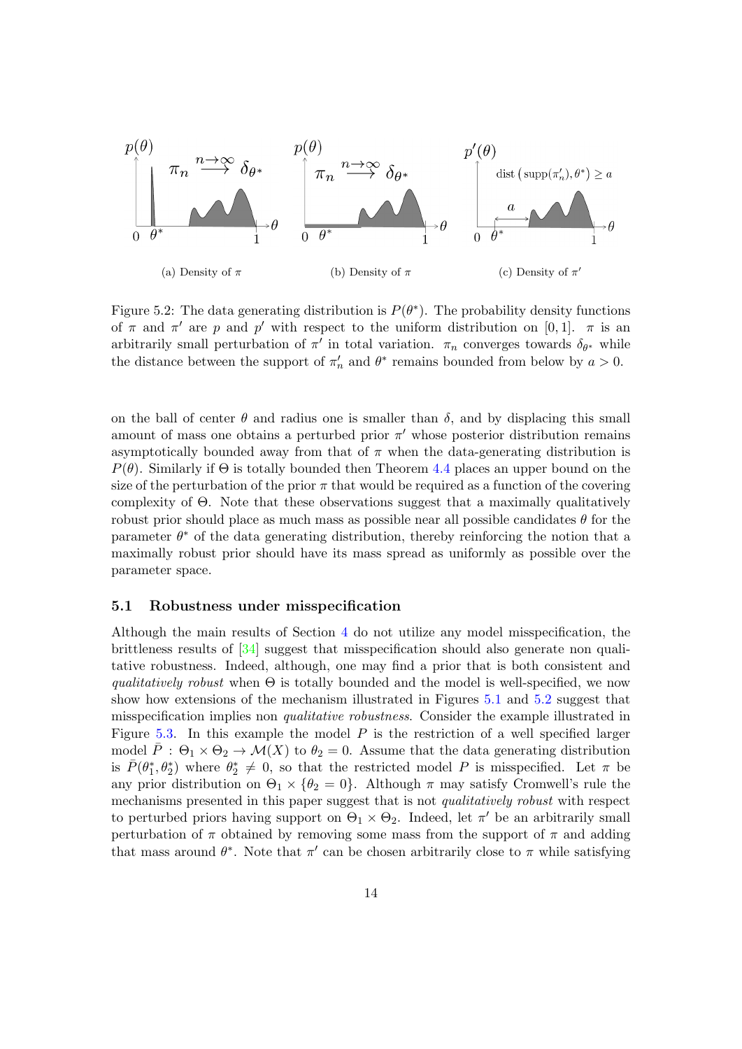(a) Density of $\pi$

(b) Density of $\pi$

(c) Density of $\pi'$

Figure 5.2: The data generating distribution is $P(\theta^*)$. The probability density functions of $\pi$ and $\pi'$ are $p$ and $p'$ with respect to the uniform distribution on $[0,1]$. $\pi$ is an arbitrarily small perturbation of $\pi'$ in total variation. $\pi_n$ converges towards $\delta_{\theta^*}$ while the distance between the support of $\pi'_n$ and $\theta^*$ remains bounded from below by $a > 0$.

on the ball of center $\theta$ and radius one is smaller than $\delta$, and by displacing this small amount of mass one obtains a perturbed prior $\pi'$ whose posterior distribution remains asymptotically bounded away from that of $\pi$ when the data-generating distribution is $P(\theta)$. Similarly if $\Theta$ is totally bounded then Theorem 4.4 places an upper bound on the size of the perturbation of the prior $\pi$ that would be required as a function of the covering complexity of $\Theta$. Note that these observations suggest that a maximally qualitatively robust prior should place as much mass as possible near all possible candidates $\theta$ for the parameter $\theta^*$ of the data generating distribution, thereby reinforcing the notion that a maximally robust prior should have its mass spread as uniformly as possible over the parameter space.

### 5.1 Robustness under misspecification

Although the main results of Section 4 do not utilize any model misspecification, the brittleness results of [34] suggest that misspecification should also generate non qualitative robustness. Indeed, although, one may find a prior that is both consistent and *qualitatively robust* when $\Theta$ is totally bounded and the model is well-specified, we now show how extensions of the mechanism illustrated in Figures 5.1 and 5.2 suggest that misspecification implies non *qualitative robustness*. Consider the example illustrated in Figure 5.3. In this example the model $P$ is the restriction of a well specified larger model $\bar{P} : \Theta_1 \times \Theta_2 \to \mathcal{M}(X)$ to $\theta_2 = 0$. Assume that the data generating distribution is $\bar{P}(\theta_1^*, \theta_2^*)$ where $\theta_2^* \neq 0$, so that the restricted model $P$ is misspecified. Let $\pi$ be any prior distribution on $\Theta_1 \times \{\theta_2 = 0\}$. Although $\pi$ may satisfy Cromwell's rule the mechanisms presented in this paper suggest that is not *qualitatively robust* with respect to perturbed priors having support on $\Theta_1 \times \Theta_2$. Indeed, let $\pi'$ be an arbitrarily small perturbation of $\pi$ obtained by removing some mass from the support of $\pi$ and adding that mass around $\theta^*$. Note that $\pi'$ can be chosen arbitrarily close to $\pi$ while satisfying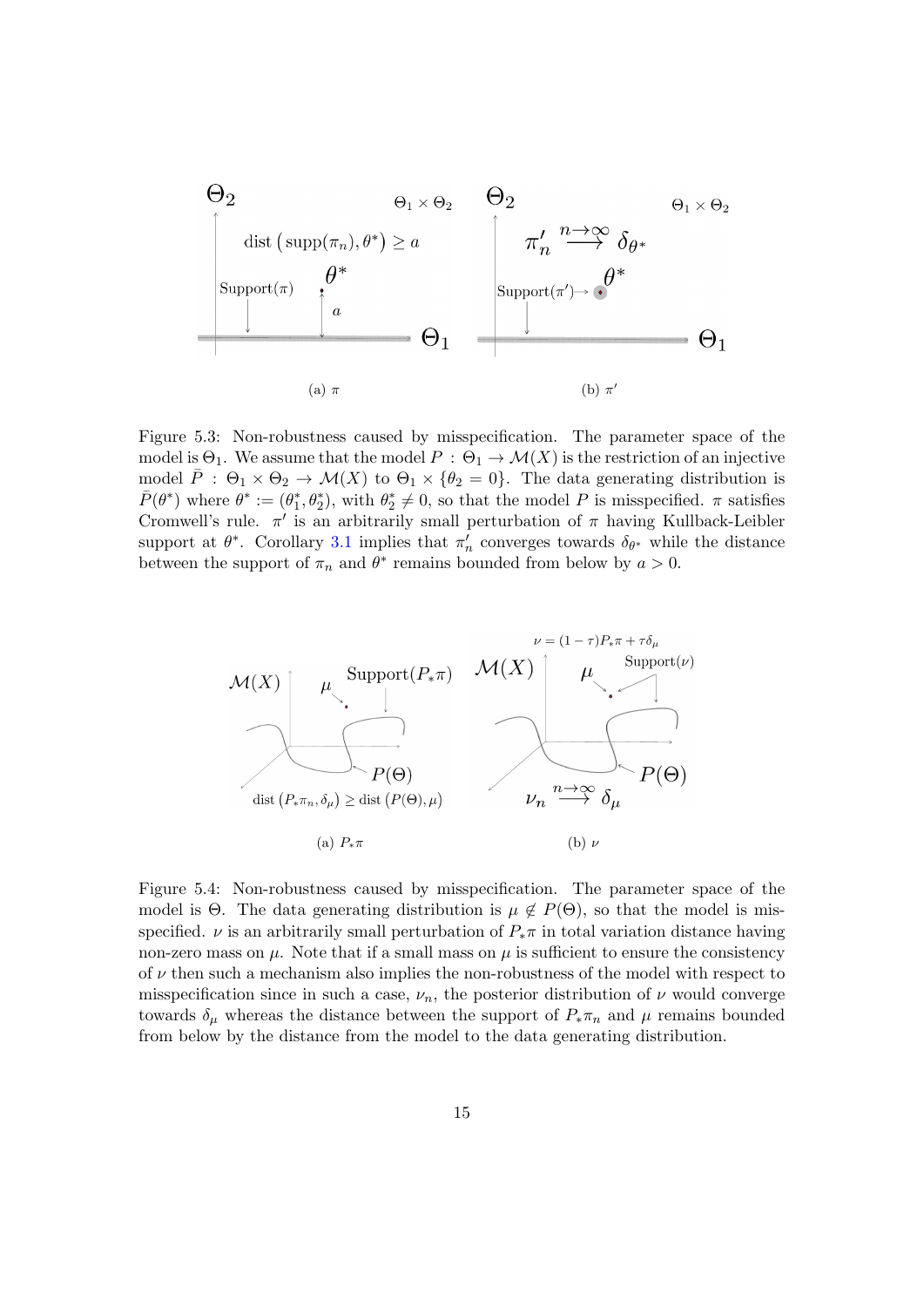(a) $\pi$

(b) $\pi'$

Figure 5.3: Non-robustness caused by misspecification. The parameter space of the model is $\Theta_1$. We assume that the model $P : \Theta_1 \to \mathcal{M}(X)$ is the restriction of an injective model $\bar{P} : \Theta_1 \times \Theta_2 \to \mathcal{M}(X)$ to $\Theta_1 \times \{\theta_2 = 0\}$. The data generating distribution is $\bar{P}(\theta^*)$ where $\theta^* := (\theta_1^*, \theta_2^*)$, with $\theta_2^* \neq 0$, so that the model $P$ is misspecified. $\pi$ satisfies Cromwell's rule. $\pi'$ is an arbitrarily small perturbation of $\pi$ having Kullback-Leibler support at $\theta^*$. Corollary 3.1 implies that $\pi'_n$ converges towards $\delta_{\theta^*}$ while the distance between the support of $\pi_n$ and $\theta^*$ remains bounded from below by $a > 0$.

(a) $P_*\pi$

(b) $\nu$

Figure 5.4: Non-robustness caused by misspecification. The parameter space of the model is $\Theta$. The data generating distribution is $\mu \notin P(\Theta)$, so that the model is misspecified. $\nu$ is an arbitrarily small perturbation of $P_*\pi$ in total variation distance having non-zero mass on $\mu$. Note that if a small mass on $\mu$ is sufficient to ensure the consistency of $\nu$ then such a mechanism also implies the non-robustness of the model with respect to misspecification since in such a case, $\nu_n$, the posterior distribution of $\nu$ would converge towards $\delta_\mu$ whereas the distance between the support of $P_*\pi_n$ and $\mu$ remains bounded from below by the distance from the model to the data generating distribution.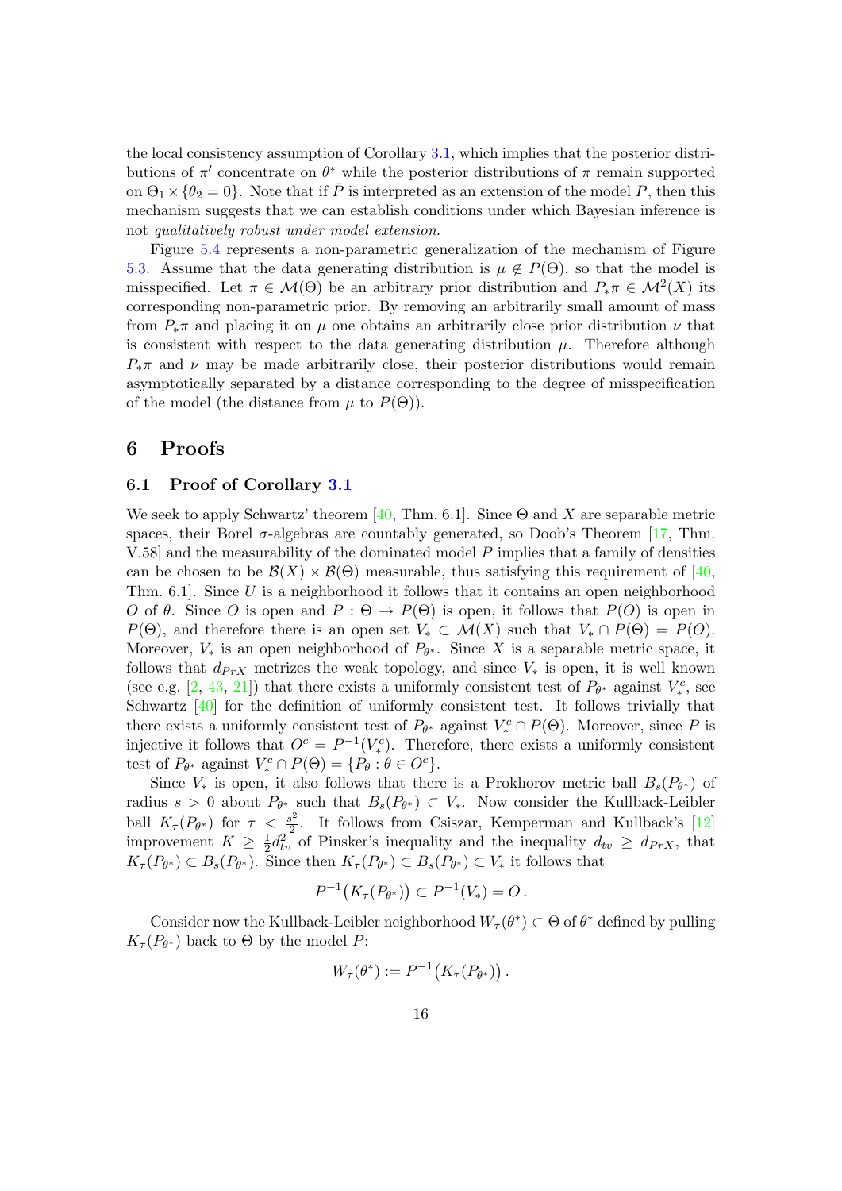the local consistency assumption of Corollary 3.1, which implies that the posterior distributions of $\pi'$ concentrate on $\theta^*$ while the posterior distributions of $\pi$ remain supported on $\Theta_1 \times \{\theta_2 = 0\}$. Note that if $\bar{P}$ is interpreted as an extension of the model $P$, then this mechanism suggests that we can establish conditions under which Bayesian inference is not *qualitatively robust under model extension*.

Figure 5.4 represents a non-parametric generalization of the mechanism of Figure 5.3. Assume that the data generating distribution is $\mu \notin P(\Theta)$, so that the model is misspecified. Let $\pi \in \mathcal{M}(\Theta)$ be an arbitrary prior distribution and $P_*\pi \in \mathcal{M}^2(X)$ its corresponding non-parametric prior. By removing an arbitrarily small amount of mass from $P_*\pi$ and placing it on $\mu$ one obtains an arbitrarily close prior distribution $\nu$ that is consistent with respect to the data generating distribution $\mu$. Therefore although $P_*\pi$ and $\nu$ may be made arbitrarily close, their posterior distributions would remain asymptotically separated by a distance corresponding to the degree of misspecification of the model (the distance from $\mu$ to $P(\Theta)$).

# 6 Proofs

## 6.1 Proof of Corollary 3.1

We seek to apply Schwartz' theorem [40, Thm. 6.1]. Since $\Theta$ and $X$ are separable metric spaces, their Borel $\sigma$-algebras are countably generated, so Doob's Theorem [17, Thm. V.58] and the measurability of the dominated model $P$ implies that a family of densities can be chosen to be $\mathcal{B}(X) \times \mathcal{B}(\Theta)$ measurable, thus satisfying this requirement of [40, Thm. 6.1]. Since $U$ is a neighborhood it follows that it contains an open neighborhood $O$ of $\theta$. Since $O$ is open and $P : \Theta \to P(\Theta)$ is open, it follows that $P(O)$ is open in $P(\Theta)$, and therefore there is an open set $V_* \subset \mathcal{M}(X)$ such that $V_* \cap P(\Theta) = P(O)$. Moreover, $V_*$ is an open neighborhood of $P_{\theta^*}$. Since $X$ is a separable metric space, it follows that $d_{PrX}$ metrizes the weak topology, and since $V_*$ is open, it is well known (see e.g. [2, 43, 21]) that there exists a uniformly consistent test of $P_{\theta^*}$ against $V_*^c$, see Schwartz [40] for the definition of uniformly consistent test. It follows trivially that there exists a uniformly consistent test of $P_{\theta^*}$ against $V_*^c \cap P(\Theta)$. Moreover, since $P$ is injective it follows that $O^c = P^{-1}(V_*^c)$. Therefore, there exists a uniformly consistent test of $P_{\theta^*}$ against $V_*^c \cap P(\Theta) = \{P_\theta : \theta \in O^c\}$.

Since $V_*$ is open, it also follows that there is a Prokhorov metric ball $B_s(P_{\theta^*})$ of radius $s > 0$ about $P_{\theta^*}$ such that $B_s(P_{\theta^*}) \subset V_*$. Now consider the Kullback-Leibler ball $K_\tau(P_{\theta^*})$ for $\tau < \frac{s^2}{2}$. It follows from Csiszar, Kemperman and Kullback's [12] improvement $K \geq \frac{1}{2}d_{tv}^2$ of Pinsker's inequality and the inequality $d_{tv} \geq d_{PrX}$, that $K_\tau(P_{\theta^*}) \subset B_s(P_{\theta^*})$. Since then $K_\tau(P_{\theta^*}) \subset B_s(P_{\theta^*}) \subset V_*$ it follows that

$$P^{-1}\big(K_\tau(P_{\theta^*})\big) \subset P^{-1}(V_*) = O\,.$$

Consider now the Kullback-Leibler neighborhood $W_\tau(\theta^*) \subset \Theta$ of $\theta^*$ defined by pulling $K_\tau(P_{\theta^*})$ back to $\Theta$ by the model $P$:

$$W_\tau(\theta^*) := P^{-1}\big(K_\tau(P_{\theta^*})\big)\,.$$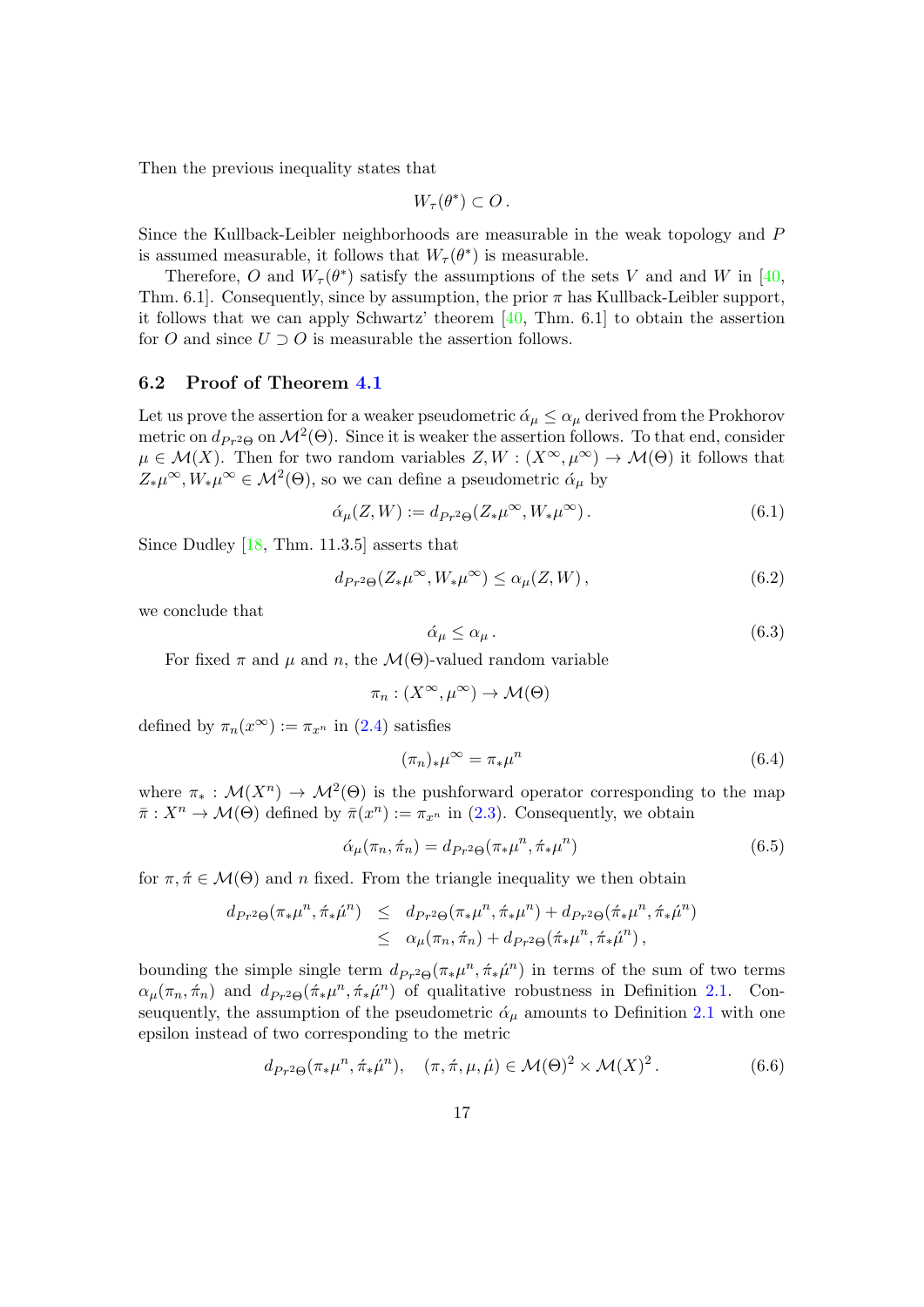Then the previous inequality states that

$$W_\tau(\theta^*) \subset O\,.$$

Since the Kullback-Leibler neighborhoods are measurable in the weak topology and $P$ is assumed measurable, it follows that $W_\tau(\theta^*)$ is measurable.

Therefore, $O$ and $W_\tau(\theta^*)$ satisfy the assumptions of the sets $V$ and and $W$ in [40, Thm. 6.1]. Consequently, since by assumption, the prior $\pi$ has Kullback-Leibler support, it follows that we can apply Schwartz' theorem [40, Thm. 6.1] to obtain the assertion for $O$ and since $U \supset O$ is measurable the assertion follows.

## 6.2 Proof of Theorem 4.1

Let us prove the assertion for a weaker pseudometric $\acute{\alpha}_\mu \leq \alpha_\mu$ derived from the Prokhorov metric on $d_{Pr^2\Theta}$ on $\mathcal{M}^2(\Theta)$. Since it is weaker the assertion follows. To that end, consider $\mu \in \mathcal{M}(X)$. Then for two random variables $Z, W : (X^\infty, \mu^\infty) \to \mathcal{M}(\Theta)$ it follows that $Z_*\mu^\infty, W_*\mu^\infty \in \mathcal{M}^2(\Theta)$, so we can define a pseudometric $\acute{\alpha}_\mu$ by

$$\acute{\alpha}_\mu(Z, W) := d_{Pr^2\Theta}(Z_*\mu^\infty, W_*\mu^\infty)\,. \tag{6.1}$$

Since Dudley [18, Thm. 11.3.5] asserts that

$$d_{Pr^2\Theta}(Z_*\mu^\infty, W_*\mu^\infty) \leq \alpha_\mu(Z, W)\,, \tag{6.2}$$

we conclude that

$$\acute{\alpha}_\mu \leq \alpha_\mu\,. \tag{6.3}$$

For fixed $\pi$ and $\mu$ and $n$, the $\mathcal{M}(\Theta)$-valued random variable

$$\pi_n : (X^\infty, \mu^\infty) \to \mathcal{M}(\Theta)$$

defined by $\pi_n(x^\infty) := \pi_{x^n}$ in (2.4) satisfies

$$(\pi_n)_*\mu^\infty = \pi_*\mu^n \tag{6.4}$$

where $\pi_* : \mathcal{M}(X^n) \to \mathcal{M}^2(\Theta)$ is the pushforward operator corresponding to the map $\bar{\pi} : X^n \to \mathcal{M}(\Theta)$ defined by $\bar{\pi}(x^n) := \pi_{x^n}$ in (2.3). Consequently, we obtain

$$\acute{\alpha}_\mu(\pi_n, \acute{\pi}_n) = d_{Pr^2\Theta}(\pi_*\mu^n, \acute{\pi}_*\mu^n) \tag{6.5}$$

for $\pi, \acute{\pi} \in \mathcal{M}(\Theta)$ and $n$ fixed. From the triangle inequality we then obtain

$$\begin{aligned}
d_{Pr^2\Theta}(\pi_*\mu^n, \acute{\pi}_*\acute{\mu}^n) &\leq d_{Pr^2\Theta}(\pi_*\mu^n, \acute{\pi}_*\mu^n) + d_{Pr^2\Theta}(\acute{\pi}_*\mu^n, \acute{\pi}_*\acute{\mu}^n) \\
&\leq \alpha_\mu(\pi_n, \acute{\pi}_n) + d_{Pr^2\Theta}(\acute{\pi}_*\mu^n, \acute{\pi}_*\acute{\mu}^n)\,,
\end{aligned}$$

bounding the simple single term $d_{Pr^2\Theta}(\pi_*\mu^n, \acute{\pi}_*\acute{\mu}^n)$ in terms of the sum of two terms $\alpha_\mu(\pi_n, \acute{\pi}_n)$ and $d_{Pr^2\Theta}(\acute{\pi}_*\mu^n, \acute{\pi}_*\acute{\mu}^n)$ of qualitative robustness in Definition 2.1. Conseuquently, the assumption of the pseudometric $\acute{\alpha}_\mu$ amounts to Definition 2.1 with one epsilon instead of two corresponding to the metric

$$d_{Pr^2\Theta}(\pi_*\mu^n, \acute{\pi}_*\acute{\mu}^n), \quad (\pi, \acute{\pi}, \mu, \acute{\mu}) \in \mathcal{M}(\Theta)^2 \times \mathcal{M}(X)^2\,. \tag{6.6}$$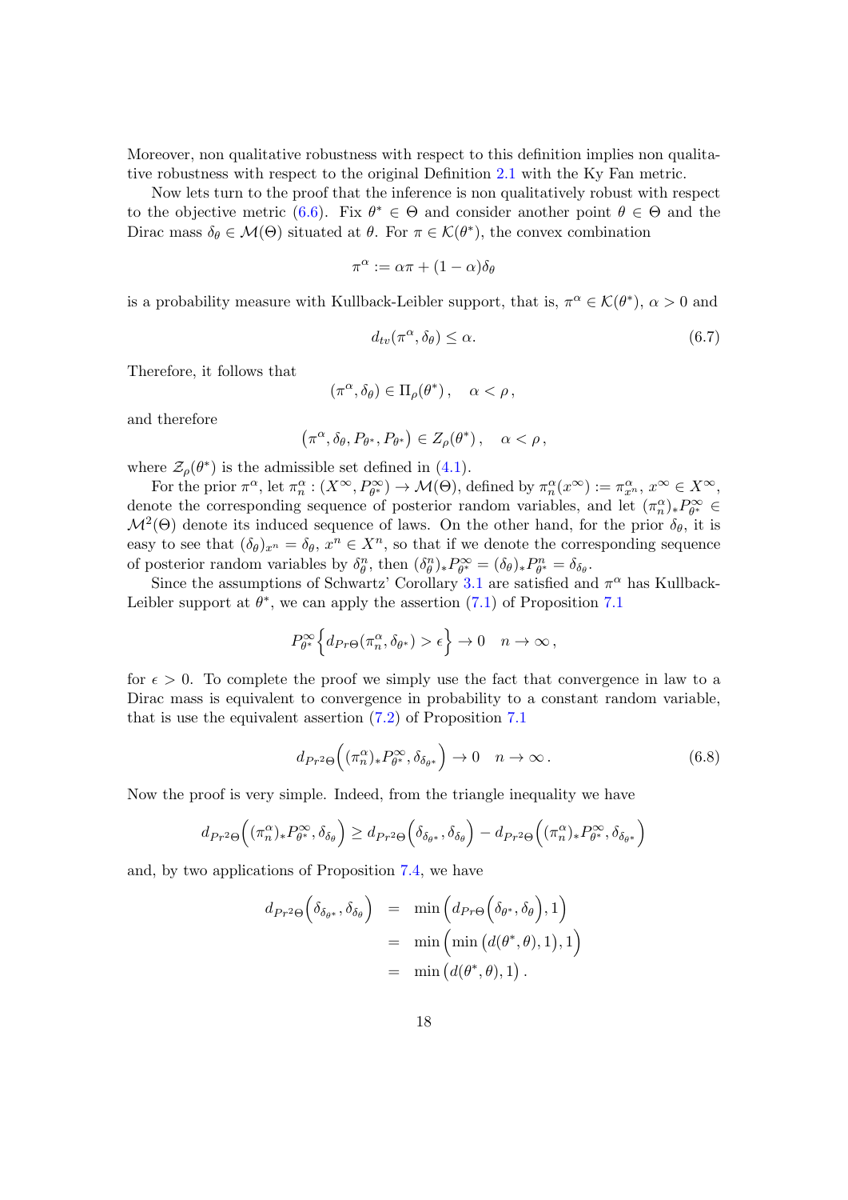Moreover, non qualitative robustness with respect to this definition implies non qualitative robustness with respect to the original Definition 2.1 with the Ky Fan metric.

Now lets turn to the proof that the inference is non qualitatively robust with respect to the objective metric (6.6). Fix $\theta^* \in \Theta$ and consider another point $\theta \in \Theta$ and the Dirac mass $\delta_\theta \in \mathcal{M}(\Theta)$ situated at $\theta$. For $\pi \in \mathcal{K}(\theta^*)$, the convex combination

$$\pi^\alpha := \alpha\pi + (1-\alpha)\delta_\theta$$

is a probability measure with Kullback-Leibler support, that is, $\pi^\alpha \in \mathcal{K}(\theta^*)$, $\alpha > 0$ and

$$d_{tv}(\pi^\alpha, \delta_\theta) \leq \alpha. \tag{6.7}$$

Therefore, it follows that

$$(\pi^\alpha, \delta_\theta) \in \Pi_\rho(\theta^*)\,, \quad \alpha < \rho\,,$$

and therefore

$$\left(\pi^\alpha, \delta_\theta, P_{\theta^*}, P_{\theta^*}\right) \in Z_\rho(\theta^*)\,, \quad \alpha < \rho\,,$$

where $\mathcal{Z}_\rho(\theta^*)$ is the admissible set defined in (4.1).

For the prior $\pi^\alpha$, let $\pi^\alpha_n : (X^\infty, P^\infty_{\theta^*}) \to \mathcal{M}(\Theta)$, defined by $\pi^\alpha_n(x^\infty) := \pi^\alpha_{x^n}$, $x^\infty \in X^\infty$, denote the corresponding sequence of posterior random variables, and let $(\pi^\alpha_n)_* P^\infty_{\theta^*} \in \mathcal{M}^2(\Theta)$ denote its induced sequence of laws. On the other hand, for the prior $\delta_\theta$, it is easy to see that $(\delta_\theta)_{x^n} = \delta_\theta$, $x^n \in X^n$, so that if we denote the corresponding sequence of posterior random variables by $\delta^n_\theta$, then $(\delta^n_\theta)_* P^\infty_{\theta^*} = (\delta_\theta)_* P^n_{\theta^*} = \delta_{\delta_\theta}$.

Since the assumptions of Schwartz' Corollary 3.1 are satisfied and $\pi^\alpha$ has Kullback-Leibler support at $\theta^*$, we can apply the assertion (7.1) of Proposition 7.1

$$P^\infty_{\theta^*}\Big\{d_{Pr\Theta}(\pi^\alpha_n, \delta_{\theta^*}) > \epsilon\Big\} \to 0 \quad n \to \infty\,,$$

for $\epsilon > 0$. To complete the proof we simply use the fact that convergence in law to a Dirac mass is equivalent to convergence in probability to a constant random variable, that is use the equivalent assertion (7.2) of Proposition 7.1

$$d_{Pr^2\Theta}\Big((\pi^\alpha_n)_* P^\infty_{\theta^*}, \delta_{\delta_{\theta^*}}\Big) \to 0 \quad n \to \infty\,. \tag{6.8}$$

Now the proof is very simple. Indeed, from the triangle inequality we have

$$d_{Pr^2\Theta}\Big((\pi^\alpha_n)_* P^\infty_{\theta^*}, \delta_{\delta_\theta}\Big) \geq d_{Pr^2\Theta}\Big(\delta_{\delta_{\theta^*}}, \delta_{\delta_\theta}\Big) - d_{Pr^2\Theta}\Big((\pi^\alpha_n)_* P^\infty_{\theta^*}, \delta_{\delta_{\theta^*}}\Big)$$

and, by two applications of Proposition 7.4, we have

$$\begin{aligned}
d_{Pr^2\Theta}\Big(\delta_{\delta_{\theta^*}}, \delta_{\delta_\theta}\Big) &= \min\Big(d_{Pr\Theta}\Big(\delta_{\theta^*}, \delta_\theta\Big), 1\Big) \\
&= \min\Big(\min\big(d(\theta^*, \theta), 1\big), 1\Big) \\
&= \min\big(d(\theta^*, \theta), 1\big)\,.
\end{aligned}$$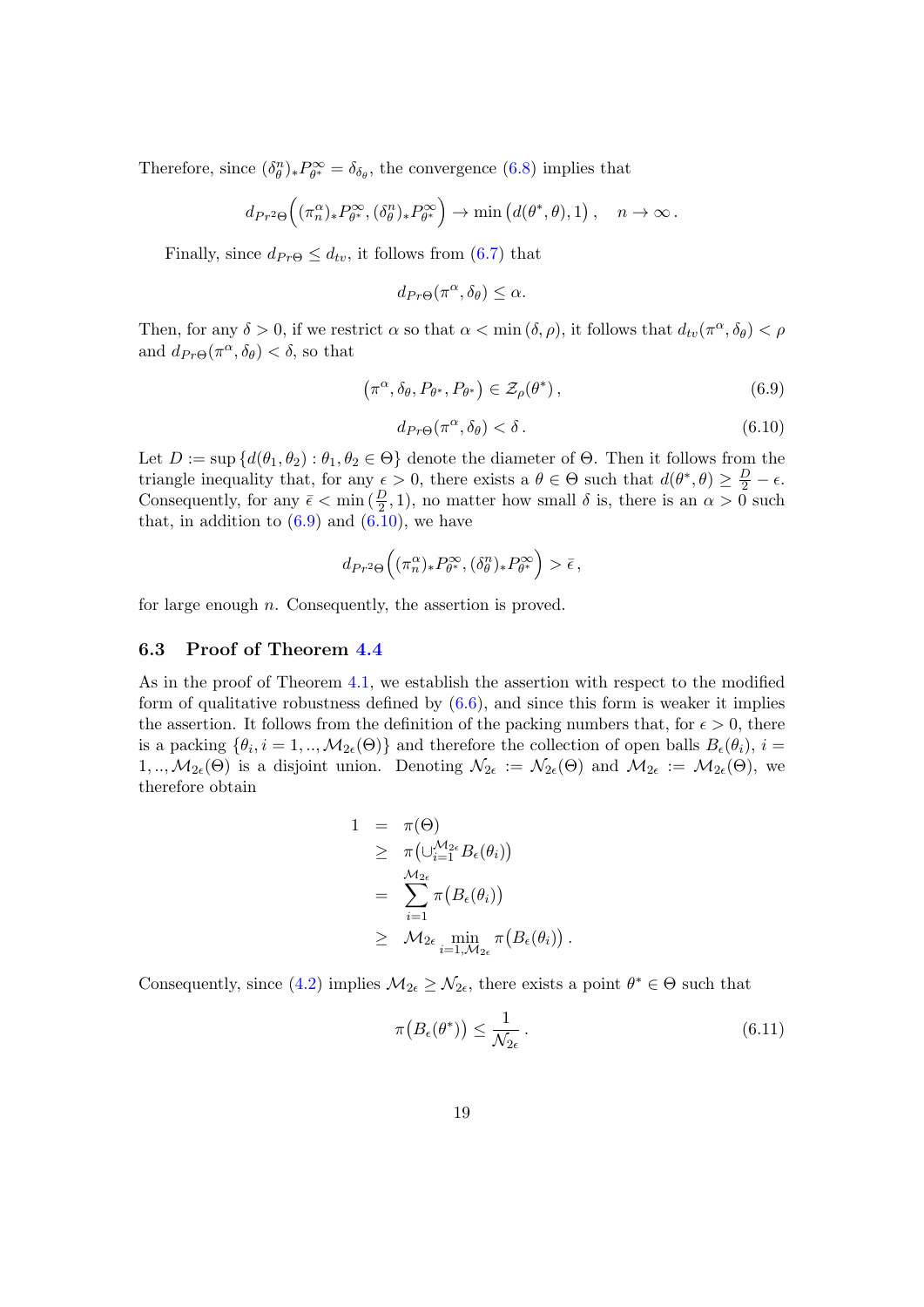Therefore, since $(\delta^n_\theta)_* P^\infty_{\theta^*} = \delta_{\delta_\theta}$, the convergence (6.8) implies that

$$d_{Pr^2\Theta}\Big((\pi^\alpha_n)_* P^\infty_{\theta^*}, (\delta^n_\theta)_* P^\infty_{\theta^*}\Big) \to \min\big(d(\theta^*, \theta), 1\big)\,, \quad n \to \infty\,.$$

Finally, since $d_{Pr\Theta} \le d_{tv}$, it follows from (6.7) that

$$d_{Pr\Theta}(\pi^\alpha, \delta_\theta) \le \alpha.$$

Then, for any $\delta > 0$, if we restrict $\alpha$ so that $\alpha < \min(\delta, \rho)$, it follows that $d_{tv}(\pi^\alpha, \delta_\theta) < \rho$ and $d_{Pr\Theta}(\pi^\alpha, \delta_\theta) < \delta$, so that

$$\big(\pi^\alpha, \delta_\theta, P_{\theta^*}, P_{\theta^*}\big) \in \mathcal{Z}_\rho(\theta^*)\,, \tag{6.9}$$

$$d_{Pr\Theta}(\pi^\alpha, \delta_\theta) < \delta\,. \tag{6.10}$$

Let $D := \sup\{d(\theta_1, \theta_2) : \theta_1, \theta_2 \in \Theta\}$ denote the diameter of $\Theta$. Then it follows from the triangle inequality that, for any $\epsilon > 0$, there exists a $\theta \in \Theta$ such that $d(\theta^*, \theta) \ge \frac{D}{2} - \epsilon$. Consequently, for any $\bar{\epsilon} < \min(\frac{D}{2}, 1)$, no matter how small $\delta$ is, there is an $\alpha > 0$ such that, in addition to (6.9) and (6.10), we have

$$d_{Pr^2\Theta}\Big((\pi^\alpha_n)_* P^\infty_{\theta^*}, (\delta^n_\theta)_* P^\infty_{\theta^*}\Big) > \bar{\epsilon}\,,$$

for large enough $n$. Consequently, the assertion is proved.

### 6.3 Proof of Theorem 4.4

As in the proof of Theorem 4.1, we establish the assertion with respect to the modified form of qualitative robustness defined by (6.6), and since this form is weaker it implies the assertion. It follows from the definition of the packing numbers that, for $\epsilon > 0$, there is a packing $\{\theta_i, i = 1, .., \mathcal{M}_{2\epsilon}(\Theta)\}$ and therefore the collection of open balls $B_\epsilon(\theta_i)$, $i = 1, .., \mathcal{M}_{2\epsilon}(\Theta)$ is a disjoint union. Denoting $\mathcal{N}_{2\epsilon} := \mathcal{N}_{2\epsilon}(\Theta)$ and $\mathcal{M}_{2\epsilon} := \mathcal{M}_{2\epsilon}(\Theta)$, we therefore obtain

$$\begin{aligned}
1 &= \pi(\Theta) \\
&\ge \pi\big(\cup_{i=1}^{\mathcal{M}_{2\epsilon}} B_\epsilon(\theta_i)\big) \\
&= \sum_{i=1}^{\mathcal{M}_{2\epsilon}} \pi\big(B_\epsilon(\theta_i)\big) \\
&\ge \mathcal{M}_{2\epsilon} \min_{i=1,\mathcal{M}_{2\epsilon}} \pi\big(B_\epsilon(\theta_i)\big)\,.
\end{aligned}$$

Consequently, since (4.2) implies $\mathcal{M}_{2\epsilon} \ge \mathcal{N}_{2\epsilon}$, there exists a point $\theta^* \in \Theta$ such that

$$\pi\big(B_\epsilon(\theta^*)\big) \le \frac{1}{\mathcal{N}_{2\epsilon}}\,. \tag{6.11}$$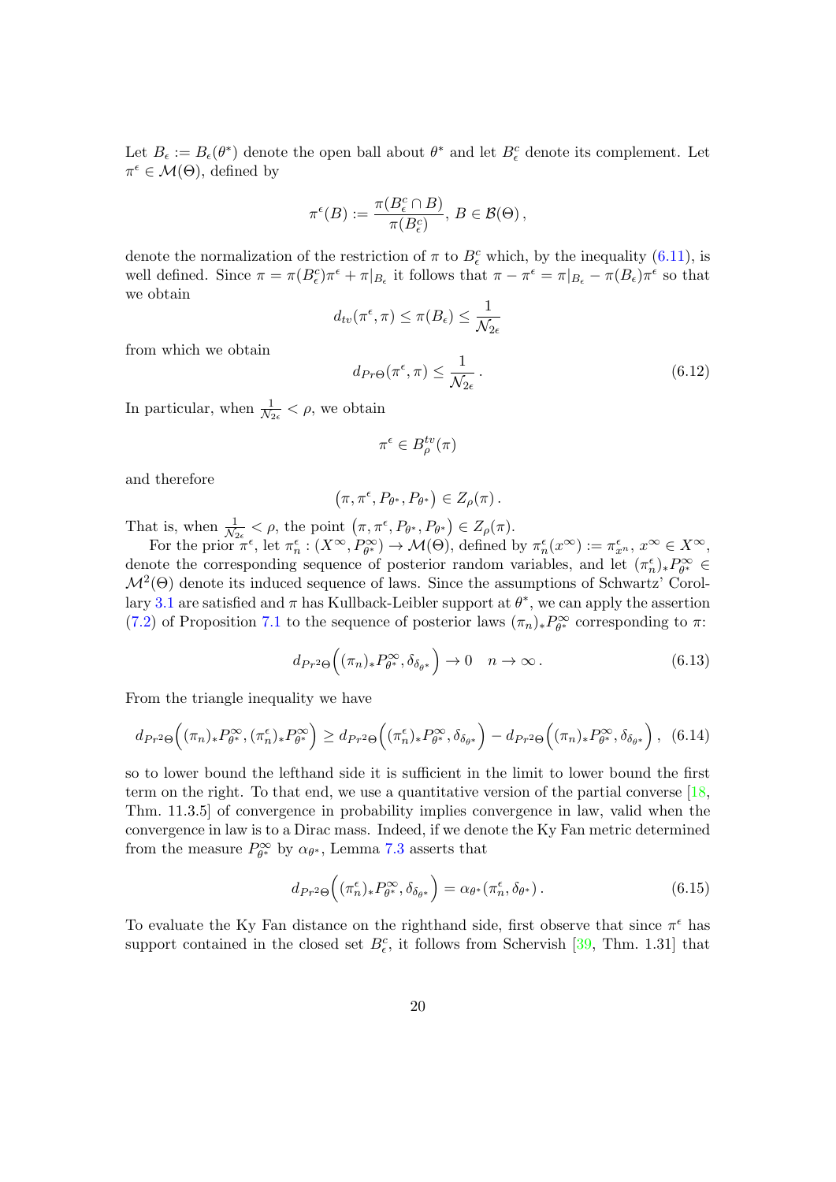Let $B_\epsilon := B_\epsilon(\theta^*)$ denote the open ball about $\theta^*$ and let $B^c_\epsilon$ denote its complement. Let $\pi^\epsilon \in \mathcal{M}(\Theta)$, defined by

$$\pi^\epsilon(B) := \frac{\pi(B^c_\epsilon \cap B)}{\pi(B^c_\epsilon)},\; B \in \mathcal{B}(\Theta)\,,$$

denote the normalization of the restriction of $\pi$ to $B^c_\epsilon$ which, by the inequality (6.11), is well defined. Since $\pi = \pi(B^c_\epsilon)\pi^\epsilon + \pi|_{B_\epsilon}$ it follows that $\pi - \pi^\epsilon = \pi|_{B_\epsilon} - \pi(B_\epsilon)\pi^\epsilon$ so that we obtain

$$d_{tv}(\pi^\epsilon, \pi) \le \pi(B_\epsilon) \le \frac{1}{\mathcal{N}_{2\epsilon}}$$

from which we obtain

$$d_{Pr\Theta}(\pi^\epsilon, \pi) \le \frac{1}{\mathcal{N}_{2\epsilon}}\,. \tag{6.12}$$

In particular, when $\frac{1}{\mathcal{N}_{2\epsilon}} < \rho$, we obtain

$$\pi^\epsilon \in B^{tv}_\rho(\pi)$$

and therefore

$$\big(\pi, \pi^\epsilon, P_{\theta^*}, P_{\theta^*}\big) \in Z_\rho(\pi)\,.$$

That is, when $\frac{1}{\mathcal{N}_{2\epsilon}} < \rho$, the point $\big(\pi, \pi^\epsilon, P_{\theta^*}, P_{\theta^*}\big) \in Z_\rho(\pi)$.

For the prior $\pi^\epsilon$, let $\pi^\epsilon_n : (X^\infty, P^\infty_{\theta^*}) \to \mathcal{M}(\Theta)$, defined by $\pi^\epsilon_n(x^\infty) := \pi^\epsilon_{x^n}$, $x^\infty \in X^\infty$, denote the corresponding sequence of posterior random variables, and let $(\pi^\epsilon_n)_*P^\infty_{\theta^*} \in \mathcal{M}^2(\Theta)$ denote its induced sequence of laws. Since the assumptions of Schwartz' Corollary 3.1 are satisfied and $\pi$ has Kullback-Leibler support at $\theta^*$, we can apply the assertion (7.2) of Proposition 7.1 to the sequence of posterior laws $(\pi_n)_*P^\infty_{\theta^*}$ corresponding to $\pi$:

$$d_{Pr^2\Theta}\Big((\pi_n)_*P^\infty_{\theta^*}, \delta_{\delta_{\theta^*}}\Big) \to 0 \quad n \to \infty\,. \tag{6.13}$$

From the triangle inequality we have

$$d_{Pr^2\Theta}\Big((\pi_n)_*P^\infty_{\theta^*}, (\pi^\epsilon_n)_*P^\infty_{\theta^*}\Big) \ge d_{Pr^2\Theta}\Big((\pi^\epsilon_n)_*P^\infty_{\theta^*}, \delta_{\delta_{\theta^*}}\Big) - d_{Pr^2\Theta}\Big((\pi_n)_*P^\infty_{\theta^*}, \delta_{\delta_{\theta^*}}\Big)\,, \tag{6.14}$$

so to lower bound the lefthand side it is sufficient in the limit to lower bound the first term on the right. To that end, we use a quantitative version of the partial converse [18, Thm. 11.3.5] of convergence in probability implies convergence in law, valid when the convergence in law is to a Dirac mass. Indeed, if we denote the Ky Fan metric determined from the measure $P^\infty_{\theta^*}$ by $\alpha_{\theta^*}$, Lemma 7.3 asserts that

$$d_{Pr^2\Theta}\Big((\pi^\epsilon_n)_*P^\infty_{\theta^*}, \delta_{\delta_{\theta^*}}\Big) = \alpha_{\theta^*}(\pi^\epsilon_n, \delta_{\theta^*})\,. \tag{6.15}$$

To evaluate the Ky Fan distance on the righthand side, first observe that since $\pi^\epsilon$ has support contained in the closed set $B^c_\epsilon$, it follows from Schervish [39, Thm. 1.31] that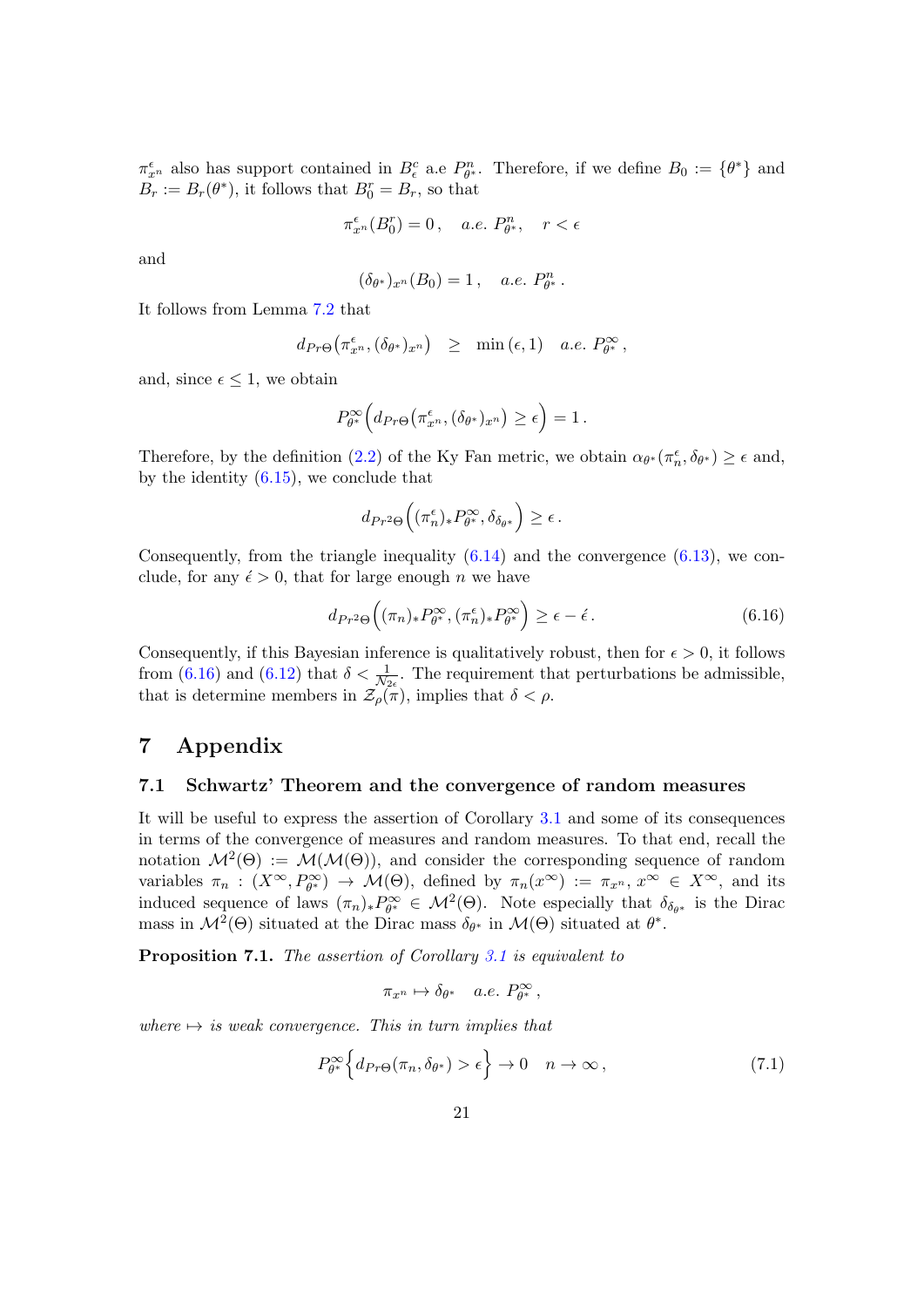$\pi^{\epsilon}_{x^n}$ also has support contained in $B^c_\epsilon$ a.e $P^n_{\theta^*}$. Therefore, if we define $B_0 := \{\theta^*\}$ and $B_r := B_r(\theta^*)$, it follows that $B^r_0 = B_r$, so that

$$\pi^{\epsilon}_{x^n}(B^r_0) = 0\,, \quad a.e.\ P^n_{\theta^*}, \quad r < \epsilon$$

and

$$(\delta_{\theta^*})_{x^n}(B_0) = 1\,, \quad a.e.\ P^n_{\theta^*}\,.$$

It follows from Lemma 7.2 that

$$d_{Pr\Theta}\big(\pi^{\epsilon}_{x^n}, (\delta_{\theta^*})_{x^n}\big) \quad \geq \quad \min(\epsilon, 1) \quad a.e.\ P^\infty_{\theta^*}\,,$$

and, since $\epsilon \leq 1$, we obtain

$$P^\infty_{\theta^*}\Big(d_{Pr\Theta}\big(\pi^{\epsilon}_{x^n}, (\delta_{\theta^*})_{x^n}\big) \geq \epsilon\Big) = 1\,.$$

Therefore, by the definition (2.2) of the Ky Fan metric, we obtain $\alpha_{\theta^*}(\pi^\epsilon_n, \delta_{\theta^*}) \geq \epsilon$ and, by the identity (6.15), we conclude that

$$d_{Pr^2\Theta}\Big((\pi^\epsilon_n)_*P^\infty_{\theta^*}, \delta_{\delta_{\theta^*}}\Big) \geq \epsilon\,.$$

Consequently, from the triangle inequality (6.14) and the convergence (6.13), we conclude, for any $\acute{\epsilon} > 0$, that for large enough $n$ we have

$$d_{Pr^2\Theta}\Big((\pi_n)_*P^\infty_{\theta^*}, (\pi^\epsilon_n)_*P^\infty_{\theta^*}\Big) \geq \epsilon - \acute{\epsilon}\,. \tag{6.16}$$

Consequently, if this Bayesian inference is qualitatively robust, then for $\epsilon > 0$, it follows from (6.16) and (6.12) that $\delta < \frac{1}{N_{2\epsilon}}$. The requirement that perturbations be admissible, that is determine members in $\mathcal{Z}_\rho(\pi)$, implies that $\delta < \rho$.

# 7 Appendix

## 7.1 Schwartz' Theorem and the convergence of random measures

It will be useful to express the assertion of Corollary 3.1 and some of its consequences in terms of the convergence of measures and random measures. To that end, recall the notation $\mathcal{M}^2(\Theta) := \mathcal{M}(\mathcal{M}(\Theta))$, and consider the corresponding sequence of random variables $\pi_n : (X^\infty, P^\infty_{\theta^*}) \to \mathcal{M}(\Theta)$, defined by $\pi_n(x^\infty) := \pi_{x^n}$, $x^\infty \in X^\infty$, and its induced sequence of laws $(\pi_n)_*P^\infty_{\theta^*} \in \mathcal{M}^2(\Theta)$. Note especially that $\delta_{\delta_{\theta^*}}$ is the Dirac mass in $\mathcal{M}^2(\Theta)$ situated at the Dirac mass $\delta_{\theta^*}$ in $\mathcal{M}(\Theta)$ situated at $\theta^*$.

**Proposition 7.1.** *The assertion of Corollary 3.1 is equivalent to*

$$\pi_{x^n} \mapsto \delta_{\theta^*} \quad a.e.\ P^\infty_{\theta^*}\,,$$

*where $\mapsto$ is weak convergence. This in turn implies that*

$$P^\infty_{\theta^*}\Big\{d_{Pr\Theta}(\pi_n, \delta_{\theta^*}) > \epsilon\Big\} \to 0 \quad n \to \infty\,, \tag{7.1}$$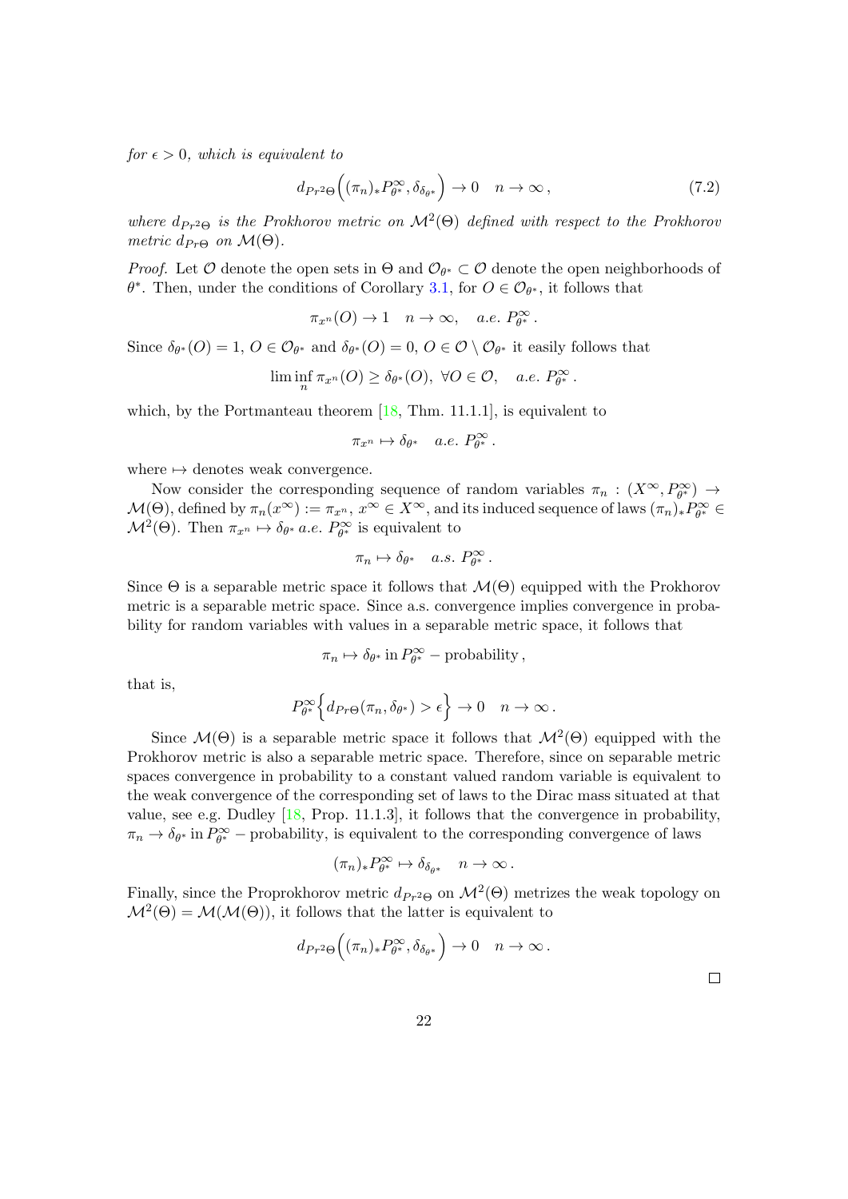*for $\epsilon > 0$, which is equivalent to*

$$d_{Pr^2\Theta}\Big((\pi_n)_* P_{\theta^*}^{\infty}, \delta_{\delta_{\theta^*}}\Big) \to 0 \quad n \to \infty\,, \tag{7.2}$$

*where $d_{Pr^2\Theta}$ is the Prokhorov metric on $\mathcal{M}^2(\Theta)$ defined with respect to the Prokhorov metric $d_{Pr\Theta}$ on $\mathcal{M}(\Theta)$.*

*Proof.* Let $\mathcal{O}$ denote the open sets in $\Theta$ and $\mathcal{O}_{\theta^*} \subset \mathcal{O}$ denote the open neighborhoods of $\theta^*$. Then, under the conditions of Corollary 3.1, for $O \in \mathcal{O}_{\theta^*}$, it follows that

$$\pi_{x^n}(O) \to 1 \quad n \to \infty, \quad a.e.\ P_{\theta^*}^{\infty}\,.$$

Since $\delta_{\theta^*}(O) = 1$, $O \in \mathcal{O}_{\theta^*}$ and $\delta_{\theta^*}(O) = 0$, $O \in \mathcal{O} \setminus \mathcal{O}_{\theta^*}$ it easily follows that

$$\liminf_n \pi_{x^n}(O) \geq \delta_{\theta^*}(O), \ \forall O \in \mathcal{O}, \quad a.e.\ P_{\theta^*}^{\infty}\,.$$

which, by the Portmanteau theorem [18, Thm. 11.1.1], is equivalent to

$$\pi_{x^n} \mapsto \delta_{\theta^*} \quad a.e.\ P_{\theta^*}^{\infty}\,.$$

where $\mapsto$ denotes weak convergence.

Now consider the corresponding sequence of random variables $\pi_n : (X^{\infty}, P_{\theta^*}^{\infty}) \to \mathcal{M}(\Theta)$, defined by $\pi_n(x^{\infty}) := \pi_{x^n}$, $x^{\infty} \in X^{\infty}$, and its induced sequence of laws $(\pi_n)_* P_{\theta^*}^{\infty} \in \mathcal{M}^2(\Theta)$. Then $\pi_{x^n} \mapsto \delta_{\theta^*}$ *a.e.* $P_{\theta^*}^{\infty}$ is equivalent to

$$\pi_n \mapsto \delta_{\theta^*} \quad a.s.\ P_{\theta^*}^{\infty}\,.$$

Since $\Theta$ is a separable metric space it follows that $\mathcal{M}(\Theta)$ equipped with the Prokhorov metric is a separable metric space. Since a.s. convergence implies convergence in probability for random variables with values in a separable metric space, it follows that

$$\pi_n \mapsto \delta_{\theta^*} \text{ in } P_{\theta^*}^{\infty} - \text{probability}\,,$$

that is,

$$P_{\theta^*}^{\infty}\Big\{d_{Pr\Theta}(\pi_n, \delta_{\theta^*}) > \epsilon\Big\} \to 0 \quad n \to \infty\,.$$

Since $\mathcal{M}(\Theta)$ is a separable metric space it follows that $\mathcal{M}^2(\Theta)$ equipped with the Prokhorov metric is also a separable metric space. Therefore, since on separable metric spaces convergence in probability to a constant valued random variable is equivalent to the weak convergence of the corresponding set of laws to the Dirac mass situated at that value, see e.g. Dudley [18, Prop. 11.1.3], it follows that the convergence in probability, $\pi_n \to \delta_{\theta^*}$ in $P_{\theta^*}^{\infty}$ − probability, is equivalent to the corresponding convergence of laws

$$(\pi_n)_* P_{\theta^*}^{\infty} \mapsto \delta_{\delta_{\theta^*}} \quad n \to \infty\,.$$

Finally, since the Proprokhorov metric $d_{Pr^2\Theta}$ on $\mathcal{M}^2(\Theta)$ metrizes the weak topology on $\mathcal{M}^2(\Theta) = \mathcal{M}(\mathcal{M}(\Theta))$, it follows that the latter is equivalent to

$$d_{Pr^2\Theta}\Big((\pi_n)_* P_{\theta^*}^{\infty}, \delta_{\delta_{\theta^*}}\Big) \to 0 \quad n \to \infty\,.$$

□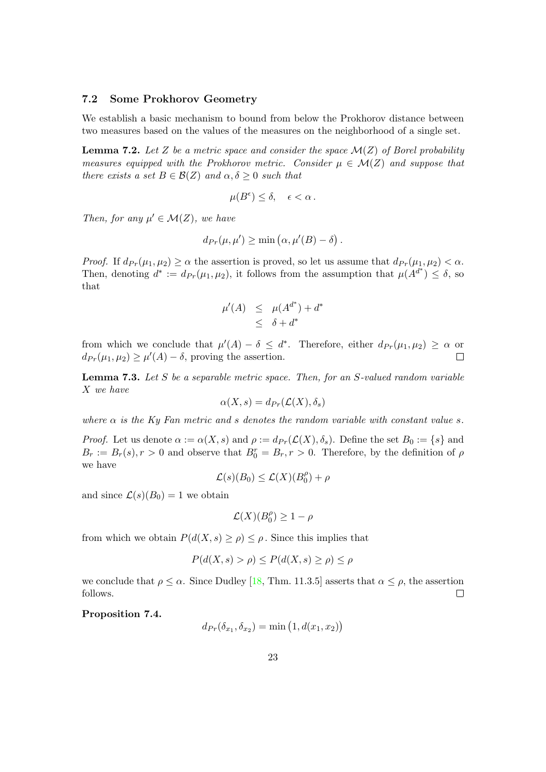### 7.2 Some Prokhorov Geometry

We establish a basic mechanism to bound from below the Prokhorov distance between two measures based on the values of the measures on the neighborhood of a single set.

**Lemma 7.2.** *Let $Z$ be a metric space and consider the space $\mathcal{M}(Z)$ of Borel probability measures equipped with the Prokhorov metric. Consider $\mu \in \mathcal{M}(Z)$ and suppose that there exists a set $B \in \mathcal{B}(Z)$ and $\alpha, \delta \geq 0$ such that*

$$\mu(B^{\epsilon}) \leq \delta, \quad \epsilon < \alpha\,.$$

*Then, for any $\mu' \in \mathcal{M}(Z)$, we have*

$$d_{Pr}(\mu, \mu') \geq \min\big(\alpha, \mu'(B) - \delta\big)\,.$$

*Proof.* If $d_{Pr}(\mu_1, \mu_2) \geq \alpha$ the assertion is proved, so let us assume that $d_{Pr}(\mu_1, \mu_2) < \alpha$. Then, denoting $d^* := d_{Pr}(\mu_1, \mu_2)$, it follows from the assumption that $\mu(A^{d^*}) \leq \delta$, so that

$$\begin{aligned} \mu'(A) &\leq \mu(A^{d^*}) + d^* \\ &\leq \delta + d^* \end{aligned}$$

from which we conclude that $\mu'(A) - \delta \leq d^*$. Therefore, either $d_{Pr}(\mu_1, \mu_2) \geq \alpha$ or $d_{Pr}(\mu_1, \mu_2) \geq \mu'(A) - \delta$, proving the assertion. $\square$

**Lemma 7.3.** *Let $S$ be a separable metric space. Then, for an $S$-valued random variable $X$ we have*

$$\alpha(X, s) = d_{Pr}(\mathcal{L}(X), \delta_s)$$

*where $\alpha$ is the Ky Fan metric and $s$ denotes the random variable with constant value $s$.*

*Proof.* Let us denote $\alpha := \alpha(X, s)$ and $\rho := d_{Pr}(\mathcal{L}(X), \delta_s)$. Define the set $B_0 := \{s\}$ and $B_r := B_r(s), r > 0$ and observe that $B_0^r = B_r, r > 0$. Therefore, by the definition of $\rho$ we have

$$\mathcal{L}(s)(B_0) \leq \mathcal{L}(X)(B_0^{\rho}) + \rho$$

and since $\mathcal{L}(s)(B_0) = 1$ we obtain

$$\mathcal{L}(X)(B_0^{\rho}) \geq 1 - \rho$$

from which we obtain $P(d(X, s) \geq \rho) \leq \rho$. Since this implies that

$$P(d(X, s) > \rho) \leq P(d(X, s) \geq \rho) \leq \rho$$

we conclude that $\rho \leq \alpha$. Since Dudley [18, Thm. 11.3.5] asserts that $\alpha \leq \rho$, the assertion follows. $\square$

**Proposition 7.4.**

$$d_{Pr}(\delta_{x_1}, \delta_{x_2}) = \min\big(1, d(x_1, x_2)\big)$$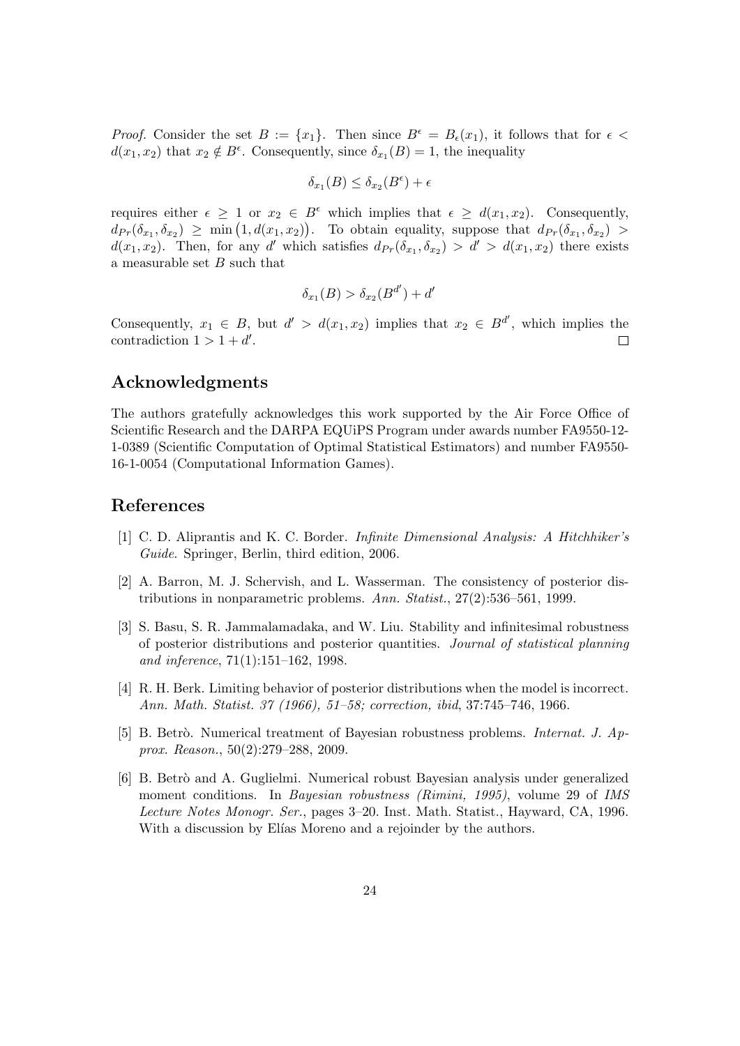*Proof.* Consider the set $B := \{x_1\}$. Then since $B^\epsilon = B_\epsilon(x_1)$, it follows that for $\epsilon < d(x_1, x_2)$ that $x_2 \notin B^\epsilon$. Consequently, since $\delta_{x_1}(B) = 1$, the inequality

$$\delta_{x_1}(B) \leq \delta_{x_2}(B^\epsilon) + \epsilon$$

requires either $\epsilon \geq 1$ or $x_2 \in B^\epsilon$ which implies that $\epsilon \geq d(x_1, x_2)$. Consequently, $d_{Pr}(\delta_{x_1}, \delta_{x_2}) \geq \min\big(1, d(x_1, x_2)\big)$. To obtain equality, suppose that $d_{Pr}(\delta_{x_1}, \delta_{x_2}) > d(x_1, x_2)$. Then, for any $d'$ which satisfies $d_{Pr}(\delta_{x_1}, \delta_{x_2}) > d' > d(x_1, x_2)$ there exists a measurable set $B$ such that

$$\delta_{x_1}(B) > \delta_{x_2}(B^{d'}) + d'$$

Consequently, $x_1 \in B$, but $d' > d(x_1, x_2)$ implies that $x_2 \in B^{d'}$, which implies the contradiction $1 > 1 + d'$. □

## Acknowledgments

The authors gratefully acknowledges this work supported by the Air Force Office of Scientific Research and the DARPA EQUiPS Program under awards number FA9550-12-1-0389 (Scientific Computation of Optimal Statistical Estimators) and number FA9550-16-1-0054 (Computational Information Games).

## References

[1] C. D. Aliprantis and K. C. Border. *Infinite Dimensional Analysis: A Hitchhiker's Guide*. Springer, Berlin, third edition, 2006.

[2] A. Barron, M. J. Schervish, and L. Wasserman. The consistency of posterior distributions in nonparametric problems. *Ann. Statist.*, 27(2):536–561, 1999.

[3] S. Basu, S. R. Jammalamadaka, and W. Liu. Stability and infinitesimal robustness of posterior distributions and posterior quantities. *Journal of statistical planning and inference*, 71(1):151–162, 1998.

[4] R. H. Berk. Limiting behavior of posterior distributions when the model is incorrect. *Ann. Math. Statist. 37 (1966), 51–58; correction, ibid*, 37:745–746, 1966.

[5] B. Betrò. Numerical treatment of Bayesian robustness problems. *Internat. J. Approx. Reason.*, 50(2):279–288, 2009.

[6] B. Betrò and A. Guglielmi. Numerical robust Bayesian analysis under generalized moment conditions. In *Bayesian robustness (Rimini, 1995)*, volume 29 of *IMS Lecture Notes Monogr. Ser.*, pages 3–20. Inst. Math. Statist., Hayward, CA, 1996. With a discussion by Elías Moreno and a rejoinder by the authors.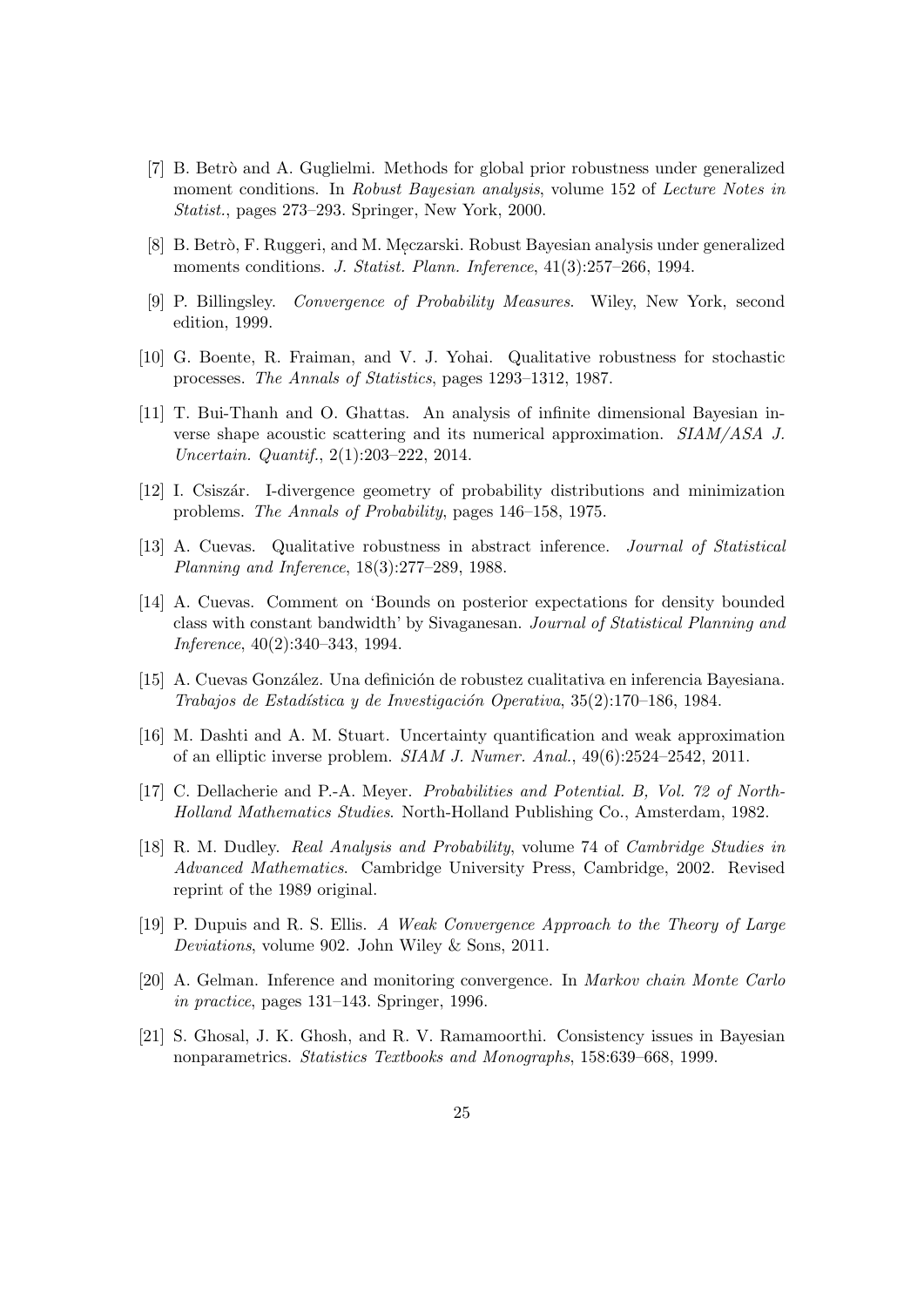[7] B. Betrò and A. Guglielmi. Methods for global prior robustness under generalized moment conditions. In *Robust Bayesian analysis*, volume 152 of *Lecture Notes in Statist.*, pages 273–293. Springer, New York, 2000.

[8] B. Betrò, F. Ruggeri, and M. Męczarski. Robust Bayesian analysis under generalized moments conditions. *J. Statist. Plann. Inference*, 41(3):257–266, 1994.

[9] P. Billingsley. *Convergence of Probability Measures*. Wiley, New York, second edition, 1999.

[10] G. Boente, R. Fraiman, and V. J. Yohai. Qualitative robustness for stochastic processes. *The Annals of Statistics*, pages 1293–1312, 1987.

[11] T. Bui-Thanh and O. Ghattas. An analysis of infinite dimensional Bayesian inverse shape acoustic scattering and its numerical approximation. *SIAM/ASA J. Uncertain. Quantif.*, 2(1):203–222, 2014.

[12] I. Csiszár. I-divergence geometry of probability distributions and minimization problems. *The Annals of Probability*, pages 146–158, 1975.

[13] A. Cuevas. Qualitative robustness in abstract inference. *Journal of Statistical Planning and Inference*, 18(3):277–289, 1988.

[14] A. Cuevas. Comment on 'Bounds on posterior expectations for density bounded class with constant bandwidth' by Sivaganesan. *Journal of Statistical Planning and Inference*, 40(2):340–343, 1994.

[15] A. Cuevas González. Una definición de robustez cualitativa en inferencia Bayesiana. *Trabajos de Estadística y de Investigación Operativa*, 35(2):170–186, 1984.

[16] M. Dashti and A. M. Stuart. Uncertainty quantification and weak approximation of an elliptic inverse problem. *SIAM J. Numer. Anal.*, 49(6):2524–2542, 2011.

[17] C. Dellacherie and P.-A. Meyer. *Probabilities and Potential. B, Vol. 72 of North-Holland Mathematics Studies*. North-Holland Publishing Co., Amsterdam, 1982.

[18] R. M. Dudley. *Real Analysis and Probability*, volume 74 of *Cambridge Studies in Advanced Mathematics*. Cambridge University Press, Cambridge, 2002. Revised reprint of the 1989 original.

[19] P. Dupuis and R. S. Ellis. *A Weak Convergence Approach to the Theory of Large Deviations*, volume 902. John Wiley & Sons, 2011.

[20] A. Gelman. Inference and monitoring convergence. In *Markov chain Monte Carlo in practice*, pages 131–143. Springer, 1996.

[21] S. Ghosal, J. K. Ghosh, and R. V. Ramamoorthi. Consistency issues in Bayesian nonparametrics. *Statistics Textbooks and Monographs*, 158:639–668, 1999.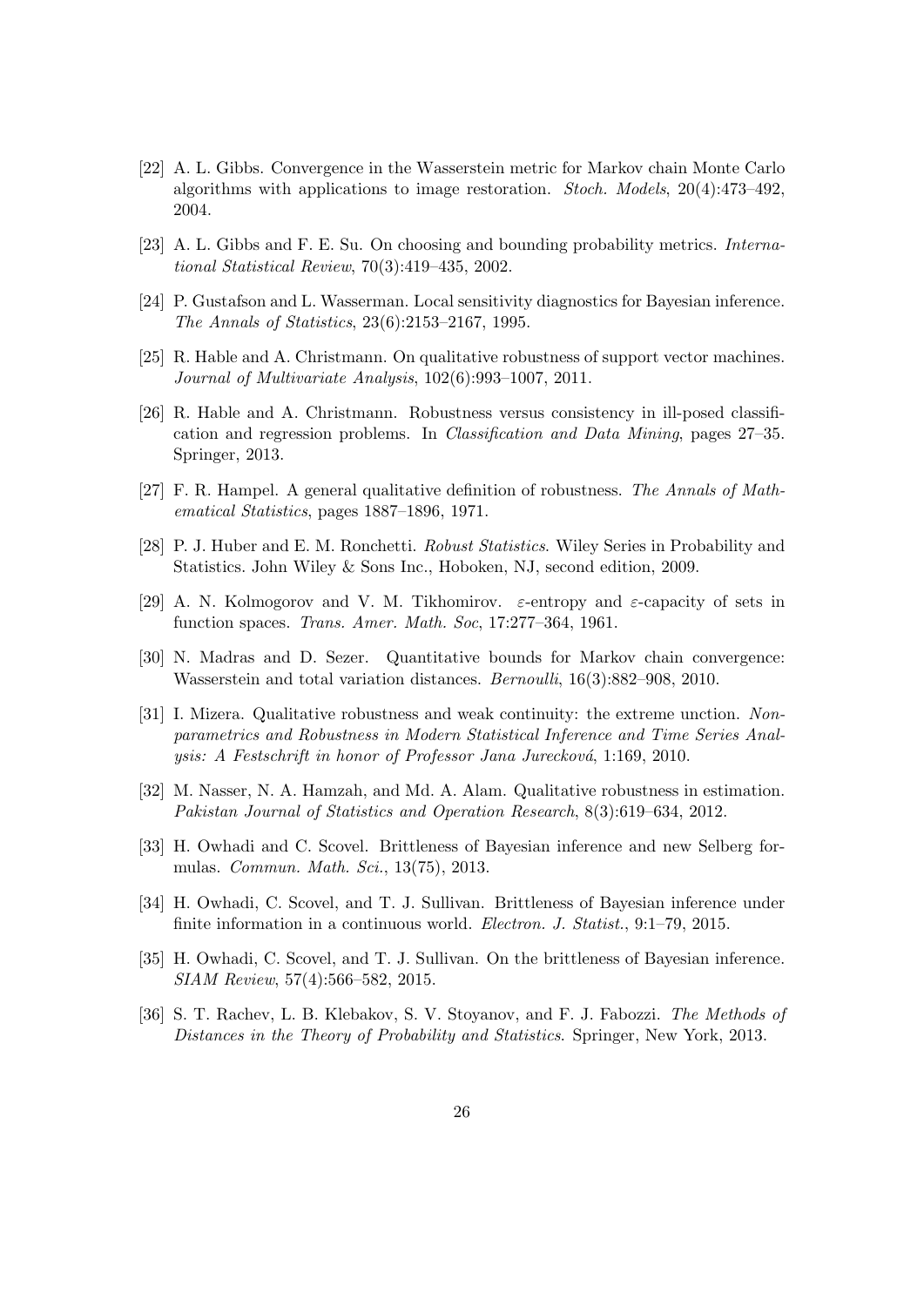[22] A. L. Gibbs. Convergence in the Wasserstein metric for Markov chain Monte Carlo algorithms with applications to image restoration. *Stoch. Models*, 20(4):473–492, 2004.

[23] A. L. Gibbs and F. E. Su. On choosing and bounding probability metrics. *International Statistical Review*, 70(3):419–435, 2002.

[24] P. Gustafson and L. Wasserman. Local sensitivity diagnostics for Bayesian inference. *The Annals of Statistics*, 23(6):2153–2167, 1995.

[25] R. Hable and A. Christmann. On qualitative robustness of support vector machines. *Journal of Multivariate Analysis*, 102(6):993–1007, 2011.

[26] R. Hable and A. Christmann. Robustness versus consistency in ill-posed classification and regression problems. In *Classification and Data Mining*, pages 27–35. Springer, 2013.

[27] F. R. Hampel. A general qualitative definition of robustness. *The Annals of Mathematical Statistics*, pages 1887–1896, 1971.

[28] P. J. Huber and E. M. Ronchetti. *Robust Statistics*. Wiley Series in Probability and Statistics. John Wiley & Sons Inc., Hoboken, NJ, second edition, 2009.

[29] A. N. Kolmogorov and V. M. Tikhomirov. $\varepsilon$-entropy and $\varepsilon$-capacity of sets in function spaces. *Trans. Amer. Math. Soc*, 17:277–364, 1961.

[30] N. Madras and D. Sezer. Quantitative bounds for Markov chain convergence: Wasserstein and total variation distances. *Bernoulli*, 16(3):882–908, 2010.

[31] I. Mizera. Qualitative robustness and weak continuity: the extreme unction. *Nonparametrics and Robustness in Modern Statistical Inference and Time Series Analysis: A Festschrift in honor of Professor Jana Jurecková*, 1:169, 2010.

[32] M. Nasser, N. A. Hamzah, and Md. A. Alam. Qualitative robustness in estimation. *Pakistan Journal of Statistics and Operation Research*, 8(3):619–634, 2012.

[33] H. Owhadi and C. Scovel. Brittleness of Bayesian inference and new Selberg formulas. *Commun. Math. Sci.*, 13(75), 2013.

[34] H. Owhadi, C. Scovel, and T. J. Sullivan. Brittleness of Bayesian inference under finite information in a continuous world. *Electron. J. Statist.*, 9:1–79, 2015.

[35] H. Owhadi, C. Scovel, and T. J. Sullivan. On the brittleness of Bayesian inference. *SIAM Review*, 57(4):566–582, 2015.

[36] S. T. Rachev, L. B. Klebakov, S. V. Stoyanov, and F. J. Fabozzi. *The Methods of Distances in the Theory of Probability and Statistics*. Springer, New York, 2013.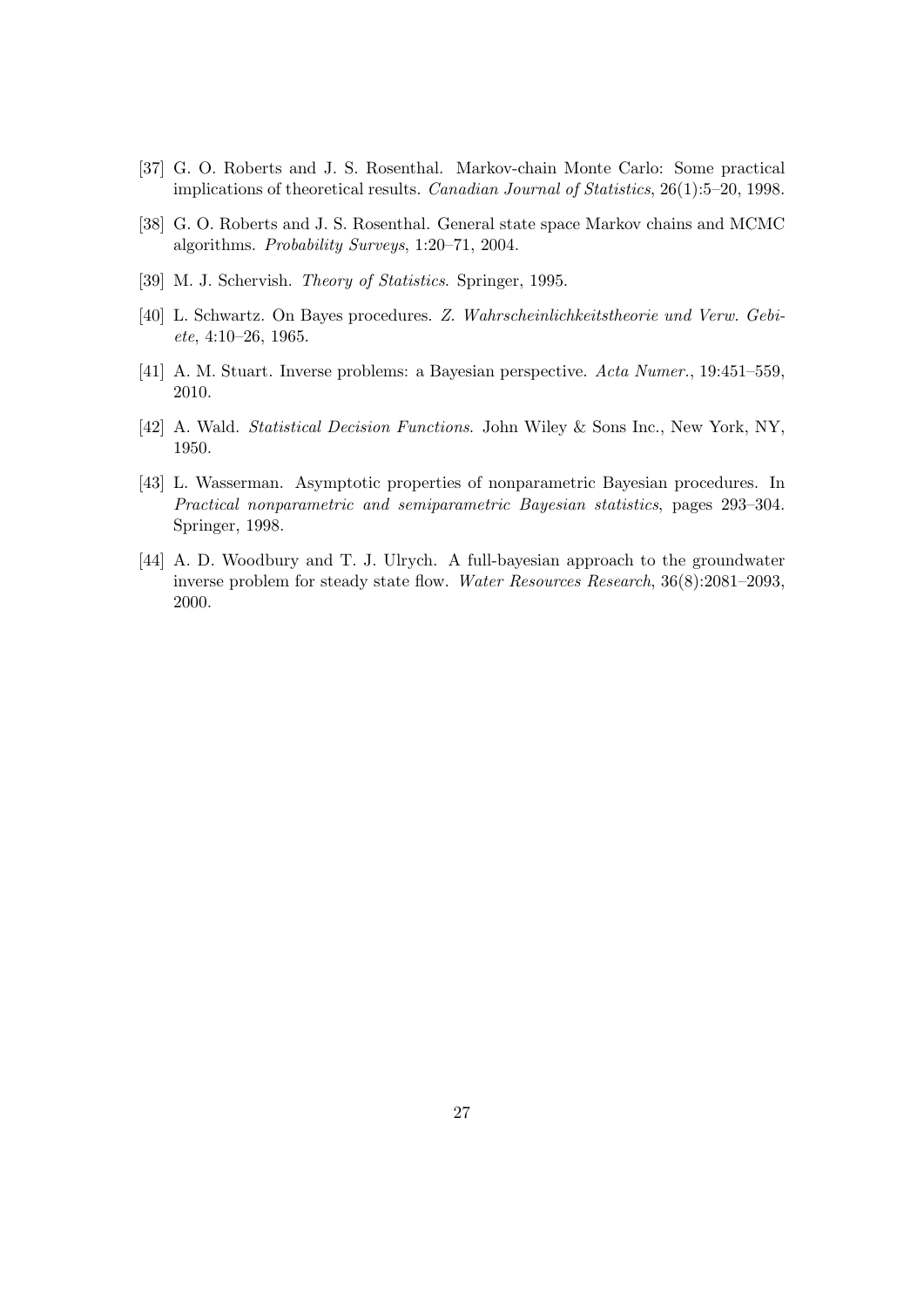[37] G. O. Roberts and J. S. Rosenthal. Markov-chain Monte Carlo: Some practical implications of theoretical results. *Canadian Journal of Statistics*, 26(1):5–20, 1998.

[38] G. O. Roberts and J. S. Rosenthal. General state space Markov chains and MCMC algorithms. *Probability Surveys*, 1:20–71, 2004.

[39] M. J. Schervish. *Theory of Statistics*. Springer, 1995.

[40] L. Schwartz. On Bayes procedures. *Z. Wahrscheinlichkeitstheorie und Verw. Gebiete*, 4:10–26, 1965.

[41] A. M. Stuart. Inverse problems: a Bayesian perspective. *Acta Numer.*, 19:451–559, 2010.

[42] A. Wald. *Statistical Decision Functions*. John Wiley & Sons Inc., New York, NY, 1950.

[43] L. Wasserman. Asymptotic properties of nonparametric Bayesian procedures. In *Practical nonparametric and semiparametric Bayesian statistics*, pages 293–304. Springer, 1998.

[44] A. D. Woodbury and T. J. Ulrych. A full-bayesian approach to the groundwater inverse problem for steady state flow. *Water Resources Research*, 36(8):2081–2093, 2000.